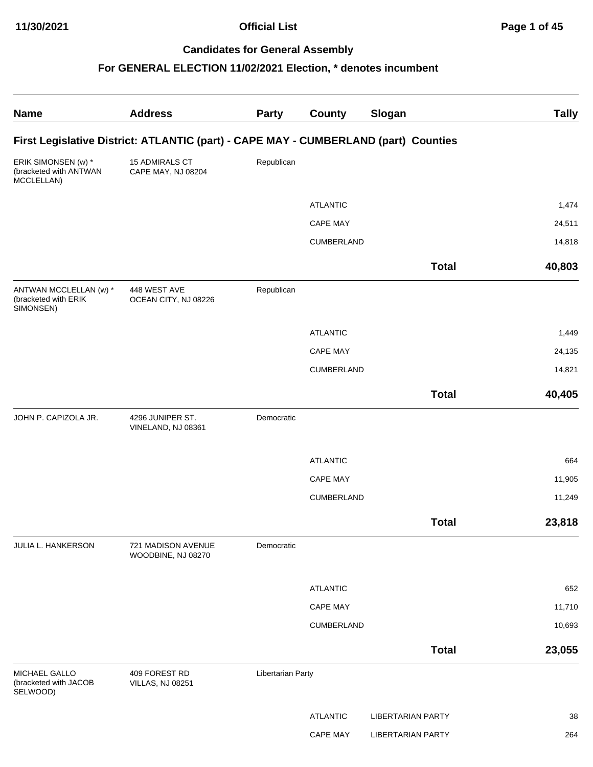## Candidates for General Assembly

## For GENERAL ELECTION 11/02/2021 Election, * denotes incumbent

| Name | Address | Party | County | Slogan | Tally |
|---|---|---|---|---|---|
| **First Legislative District: ATLANTIC (part) - CAPE MAY - CUMBERLAND (part) Counties** | | | | | |
| ERIK SIMONSEN (w) * (bracketed with ANTWAN MCCLELLAN) | 15 ADMIRALS CT CAPE MAY, NJ 08204 | Republican | | | |
| | | | ATLANTIC | | 1,474 |
| | | | CAPE MAY | | 24,511 |
| | | | CUMBERLAND | | 14,818 |
| | | | | **Total** | **40,803** |
| ANTWAN MCCLELLAN (w) * (bracketed with ERIK SIMONSEN) | 448 WEST AVE OCEAN CITY, NJ 08226 | Republican | | | |
| | | | ATLANTIC | | 1,449 |
| | | | CAPE MAY | | 24,135 |
| | | | CUMBERLAND | | 14,821 |
| | | | | **Total** | **40,405** |
| JOHN P. CAPIZOLA JR. | 4296 JUNIPER ST. VINELAND, NJ 08361 | Democratic | | | |
| | | | ATLANTIC | | 664 |
| | | | CAPE MAY | | 11,905 |
| | | | CUMBERLAND | | 11,249 |
| | | | | **Total** | **23,818** |
| JULIA L. HANKERSON | 721 MADISON AVENUE WOODBINE, NJ 08270 | Democratic | | | |
| | | | ATLANTIC | | 652 |
| | | | CAPE MAY | | 11,710 |
| | | | CUMBERLAND | | 10,693 |
| | | | | **Total** | **23,055** |
| MICHAEL GALLO (bracketed with JACOB SELWOOD) | 409 FOREST RD VILLAS, NJ 08251 | Libertarian Party | | | |
| | | | ATLANTIC | LIBERTARIAN PARTY | 38 |
| | | | CAPE MAY | LIBERTARIAN PARTY | 264 |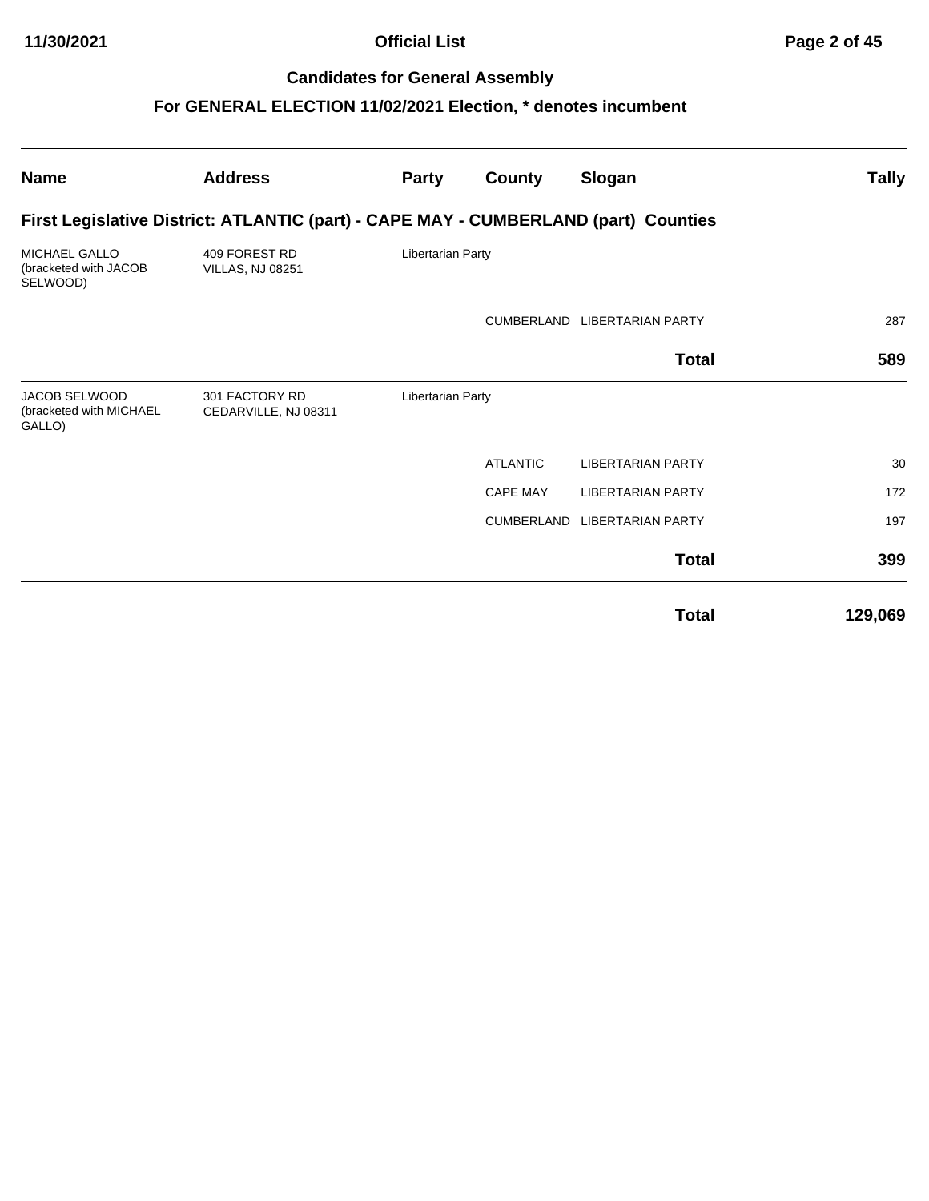## Candidates for General Assembly

## For GENERAL ELECTION 11/02/2021 Election, * denotes incumbent

| Name | Address | Party | County | Slogan | Tally |
|---|---|---|---|---|---|
| **First Legislative District: ATLANTIC (part) - CAPE MAY - CUMBERLAND (part) Counties** | | | | | |
| MICHAEL GALLO (bracketed with JACOB SELWOOD) | 409 FOREST RD VILLAS, NJ 08251 | Libertarian Party | | | |
| | | | CUMBERLAND | LIBERTARIAN PARTY | 287 |
| | | | | **Total** | **589** |
| JACOB SELWOOD (bracketed with MICHAEL GALLO) | 301 FACTORY RD CEDARVILLE, NJ 08311 | Libertarian Party | | | |
| | | | ATLANTIC | LIBERTARIAN PARTY | 30 |
| | | | CAPE MAY | LIBERTARIAN PARTY | 172 |
| | | | CUMBERLAND | LIBERTARIAN PARTY | 197 |
| | | | | **Total** | **399** |
| | | | | **Total** | **129,069** |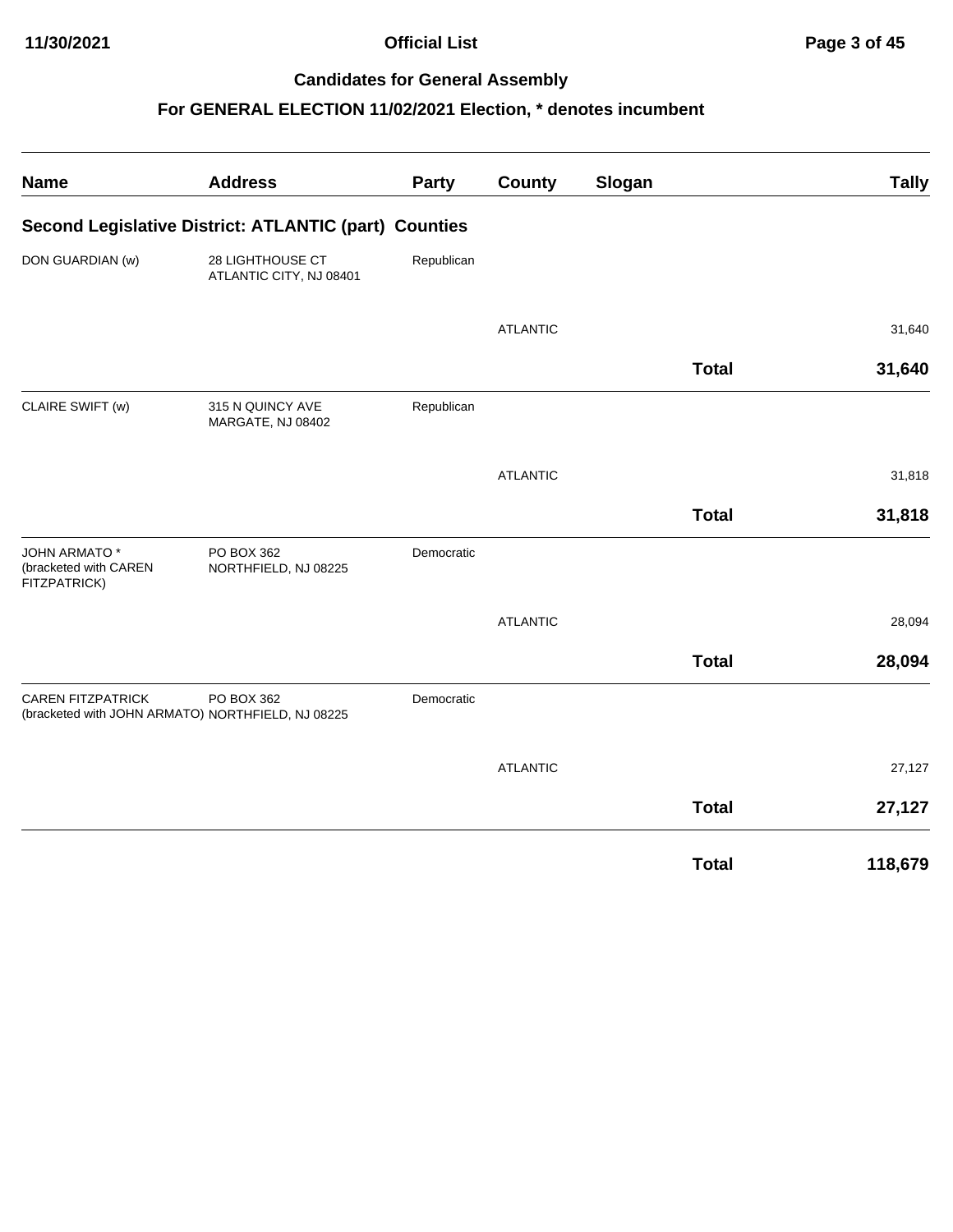# Official List

## Candidates for General Assembly

### For GENERAL ELECTION 11/02/2021 Election, * denotes incumbent

| Name | Address | Party | County | Slogan | Tally |
|---|---|---|---|---|---|
| **Second Legislative District: ATLANTIC (part) Counties** | | | | | |
| DON GUARDIAN (w) | 28 LIGHTHOUSE CT ATLANTIC CITY, NJ 08401 | Republican | | | |
| | | | ATLANTIC | | 31,640 |
| | | | | **Total** | **31,640** |
| CLAIRE SWIFT (w) | 315 N QUINCY AVE MARGATE, NJ 08402 | Republican | | | |
| | | | ATLANTIC | | 31,818 |
| | | | | **Total** | **31,818** |
| JOHN ARMATO * (bracketed with CAREN FITZPATRICK) | PO BOX 362 NORTHFIELD, NJ 08225 | Democratic | | | |
| | | | ATLANTIC | | 28,094 |
| | | | | **Total** | **28,094** |
| CAREN FITZPATRICK (bracketed with JOHN ARMATO) | PO BOX 362 NORTHFIELD, NJ 08225 | Democratic | | | |
| | | | ATLANTIC | | 27,127 |
| | | | | **Total** | **27,127** |
| | | | | **Total** | **118,679** |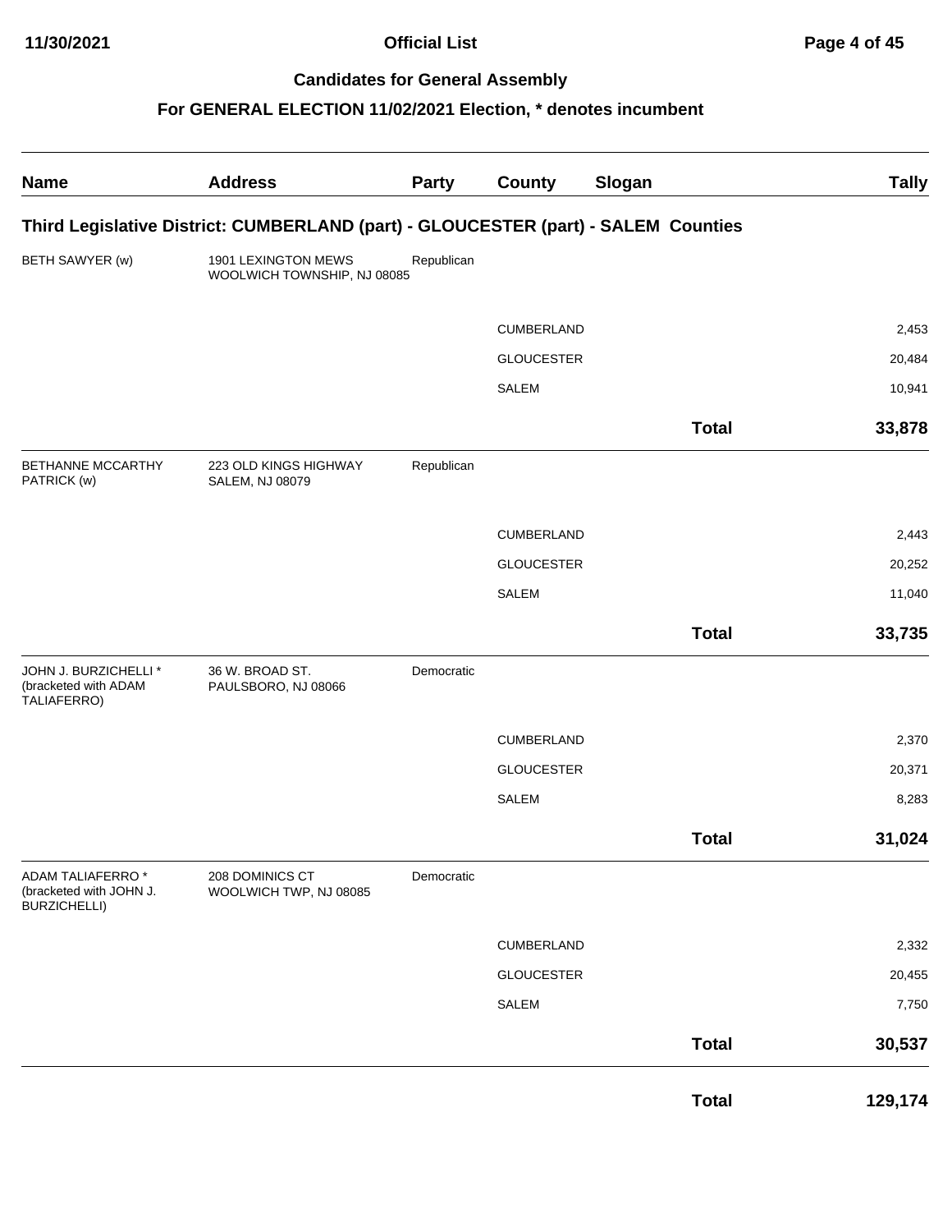## Candidates for General Assembly

### For GENERAL ELECTION 11/02/2021 Election, * denotes incumbent

| Name | Address | Party | County | Slogan | Tally |
|---|---|---|---|---|---|
| **Third Legislative District: CUMBERLAND (part) - GLOUCESTER (part) - SALEM Counties** | | | | | |
| BETH SAWYER (w) | 1901 LEXINGTON MEWS WOOLWICH TOWNSHIP, NJ 08085 | Republican | | | |
| | | | CUMBERLAND | | 2,453 |
| | | | GLOUCESTER | | 20,484 |
| | | | SALEM | | 10,941 |
| | | | | **Total** | **33,878** |
| BETHANNE MCCARTHY PATRICK (w) | 223 OLD KINGS HIGHWAY SALEM, NJ 08079 | Republican | | | |
| | | | CUMBERLAND | | 2,443 |
| | | | GLOUCESTER | | 20,252 |
| | | | SALEM | | 11,040 |
| | | | | **Total** | **33,735** |
| JOHN J. BURZICHELLI * (bracketed with ADAM TALIAFERRO) | 36 W. BROAD ST. PAULSBORO, NJ 08066 | Democratic | | | |
| | | | CUMBERLAND | | 2,370 |
| | | | GLOUCESTER | | 20,371 |
| | | | SALEM | | 8,283 |
| | | | | **Total** | **31,024** |
| ADAM TALIAFERRO * (bracketed with JOHN J. BURZICHELLI) | 208 DOMINICS CT WOOLWICH TWP, NJ 08085 | Democratic | | | |
| | | | CUMBERLAND | | 2,332 |
| | | | GLOUCESTER | | 20,455 |
| | | | SALEM | | 7,750 |
| | | | | **Total** | **30,537** |
| | | | | **Total** | **129,174** |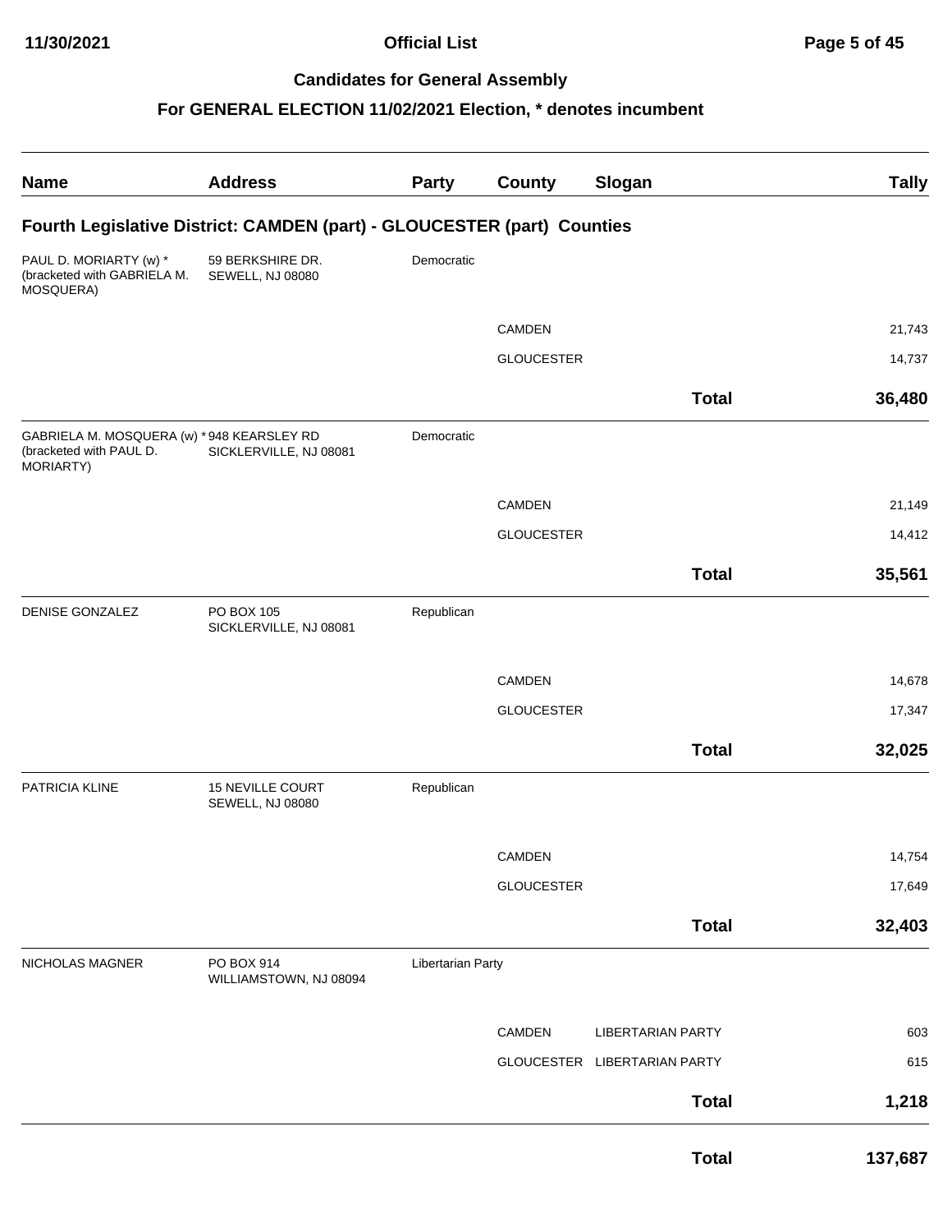## Candidates for General Assembly

### For GENERAL ELECTION 11/02/2021 Election, * denotes incumbent

| Name | Address | Party | County | Slogan | Tally |
|---|---|---|---|---|---|
| **Fourth Legislative District: CAMDEN (part) - GLOUCESTER (part) Counties** | | | | | |
| PAUL D. MORIARTY (w) * (bracketed with GABRIELA M. MOSQUERA) | 59 BERKSHIRE DR. SEWELL, NJ 08080 | Democratic | | | |
| | | | CAMDEN | | 21,743 |
| | | | GLOUCESTER | | 14,737 |
| | | | | **Total** | **36,480** |
| GABRIELA M. MOSQUERA (w) * (bracketed with PAUL D. MORIARTY) | 948 KEARSLEY RD SICKLERVILLE, NJ 08081 | Democratic | | | |
| | | | CAMDEN | | 21,149 |
| | | | GLOUCESTER | | 14,412 |
| | | | | **Total** | **35,561** |
| DENISE GONZALEZ | PO BOX 105 SICKLERVILLE, NJ 08081 | Republican | | | |
| | | | CAMDEN | | 14,678 |
| | | | GLOUCESTER | | 17,347 |
| | | | | **Total** | **32,025** |
| PATRICIA KLINE | 15 NEVILLE COURT SEWELL, NJ 08080 | Republican | | | |
| | | | CAMDEN | | 14,754 |
| | | | GLOUCESTER | | 17,649 |
| | | | | **Total** | **32,403** |
| NICHOLAS MAGNER | PO BOX 914 WILLIAMSTOWN, NJ 08094 | Libertarian Party | | | |
| | | | CAMDEN | LIBERTARIAN PARTY | 603 |
| | | | GLOUCESTER | LIBERTARIAN PARTY | 615 |
| | | | | **Total** | **1,218** |
| | | | | **Total** | **137,687** |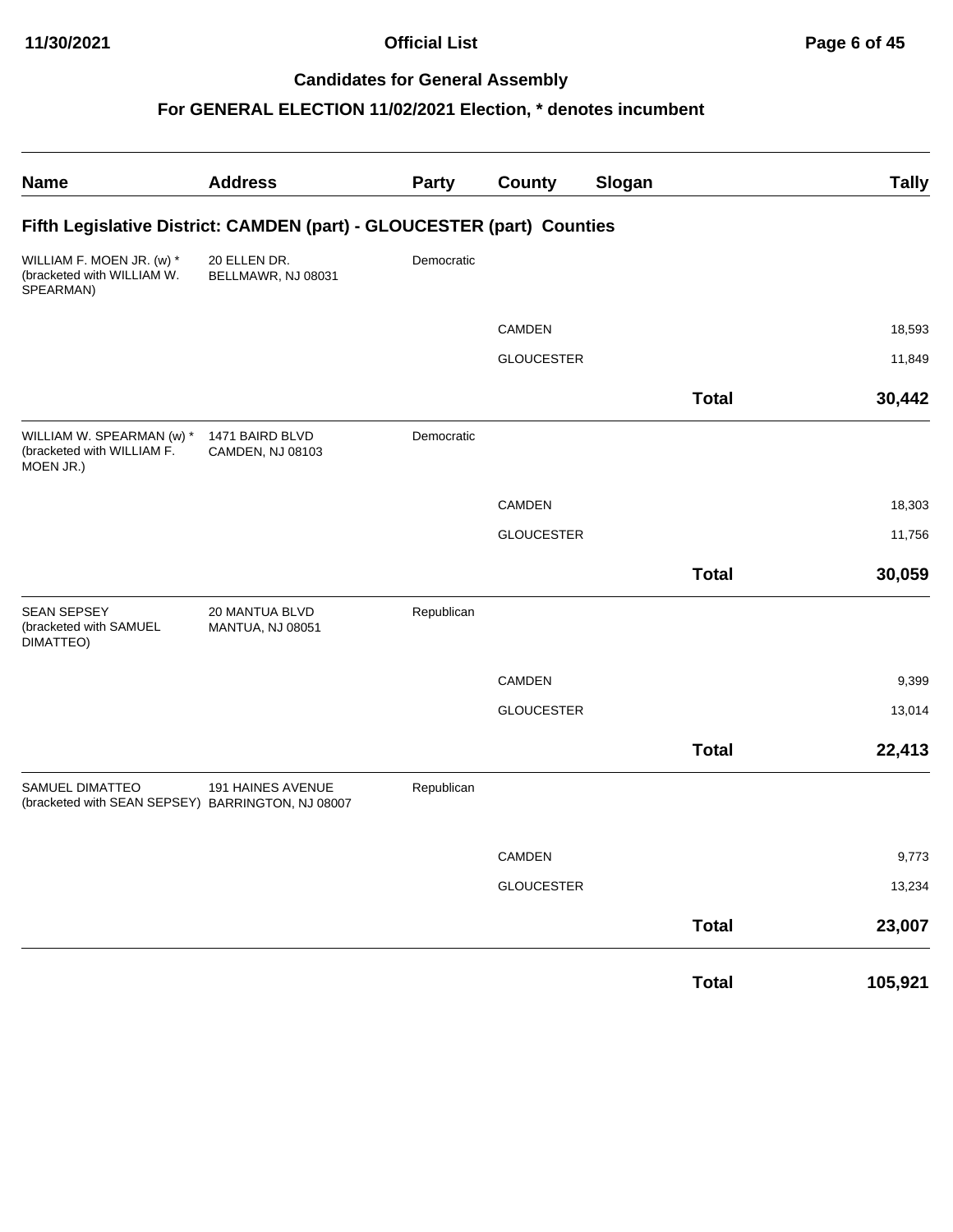## Candidates for General Assembly

## For GENERAL ELECTION 11/02/2021 Election, * denotes incumbent

| Name | Address | Party | County | Slogan | Tally |
|---|---|---|---|---|---|
| **Fifth Legislative District: CAMDEN (part) - GLOUCESTER (part) Counties** | | | | | |
| WILLIAM F. MOEN JR. (w) * (bracketed with WILLIAM W. SPEARMAN) | 20 ELLEN DR. BELLMAWR, NJ 08031 | Democratic | | | |
| | | | CAMDEN | | 18,593 |
| | | | GLOUCESTER | | 11,849 |
| | | | | **Total** | **30,442** |
| WILLIAM W. SPEARMAN (w) * (bracketed with WILLIAM F. MOEN JR.) | 1471 BAIRD BLVD CAMDEN, NJ 08103 | Democratic | | | |
| | | | CAMDEN | | 18,303 |
| | | | GLOUCESTER | | 11,756 |
| | | | | **Total** | **30,059** |
| SEAN SEPSEY (bracketed with SAMUEL DIMATTEO) | 20 MANTUA BLVD MANTUA, NJ 08051 | Republican | | | |
| | | | CAMDEN | | 9,399 |
| | | | GLOUCESTER | | 13,014 |
| | | | | **Total** | **22,413** |
| SAMUEL DIMATTEO (bracketed with SEAN SEPSEY) | 191 HAINES AVENUE BARRINGTON, NJ 08007 | Republican | | | |
| | | | CAMDEN | | 9,773 |
| | | | GLOUCESTER | | 13,234 |
| | | | | **Total** | **23,007** |
| | | | | **Total** | **105,921** |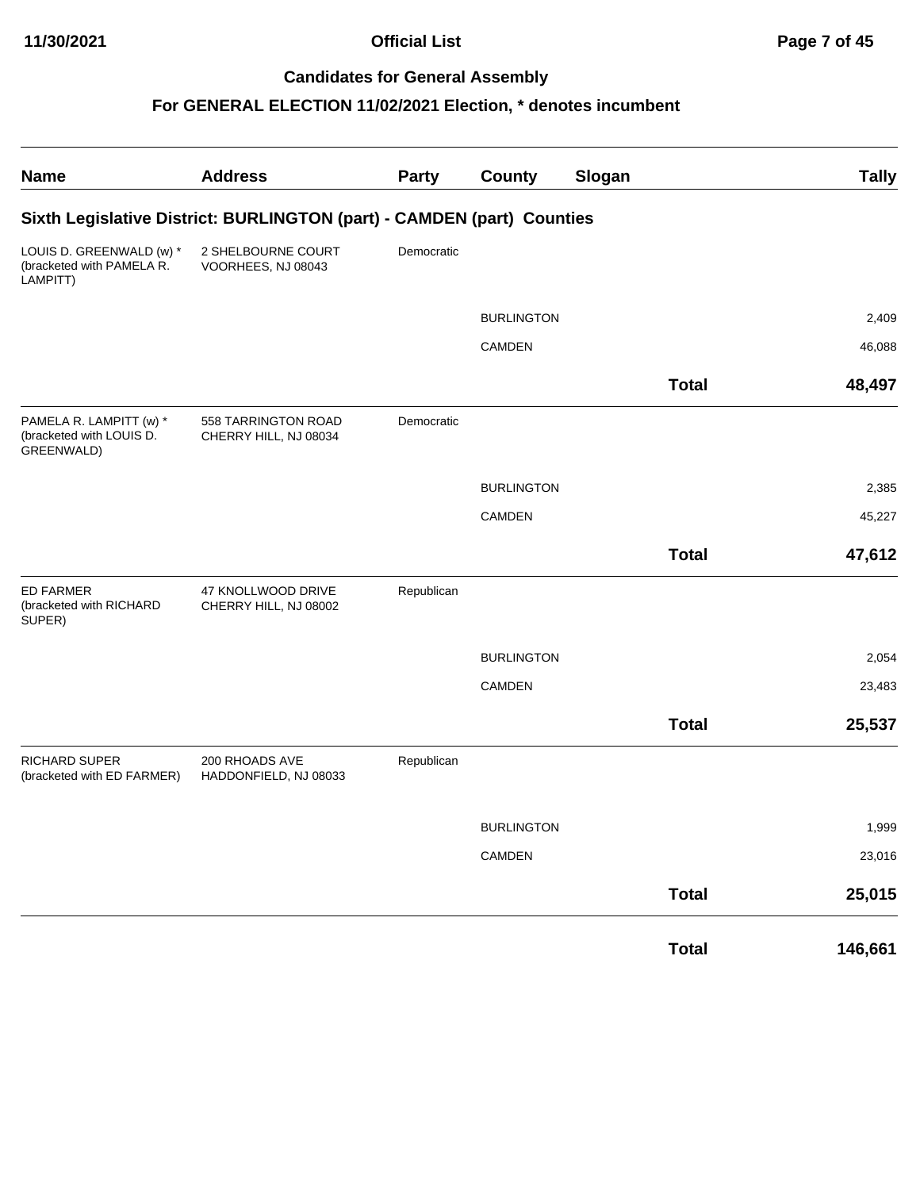## Official List

### Candidates for General Assembly

### For GENERAL ELECTION 11/02/2021 Election, * denotes incumbent

| Name | Address | Party | County | Slogan | Tally |
|---|---|---|---|---|---|
| **Sixth Legislative District: BURLINGTON (part) - CAMDEN (part) Counties** | | | | | |
| LOUIS D. GREENWALD (w) * (bracketed with PAMELA R. LAMPITT) | 2 SHELBOURNE COURT VOORHEES, NJ 08043 | Democratic | | | |
| | | | BURLINGTON | | 2,409 |
| | | | CAMDEN | | 46,088 |
| | | | | **Total** | **48,497** |
| PAMELA R. LAMPITT (w) * (bracketed with LOUIS D. GREENWALD) | 558 TARRINGTON ROAD CHERRY HILL, NJ 08034 | Democratic | | | |
| | | | BURLINGTON | | 2,385 |
| | | | CAMDEN | | 45,227 |
| | | | | **Total** | **47,612** |
| ED FARMER (bracketed with RICHARD SUPER) | 47 KNOLLWOOD DRIVE CHERRY HILL, NJ 08002 | Republican | | | |
| | | | BURLINGTON | | 2,054 |
| | | | CAMDEN | | 23,483 |
| | | | | **Total** | **25,537** |
| RICHARD SUPER (bracketed with ED FARMER) | 200 RHOADS AVE HADDONFIELD, NJ 08033 | Republican | | | |
| | | | BURLINGTON | | 1,999 |
| | | | CAMDEN | | 23,016 |
| | | | | **Total** | **25,015** |
| | | | | **Total** | **146,661** |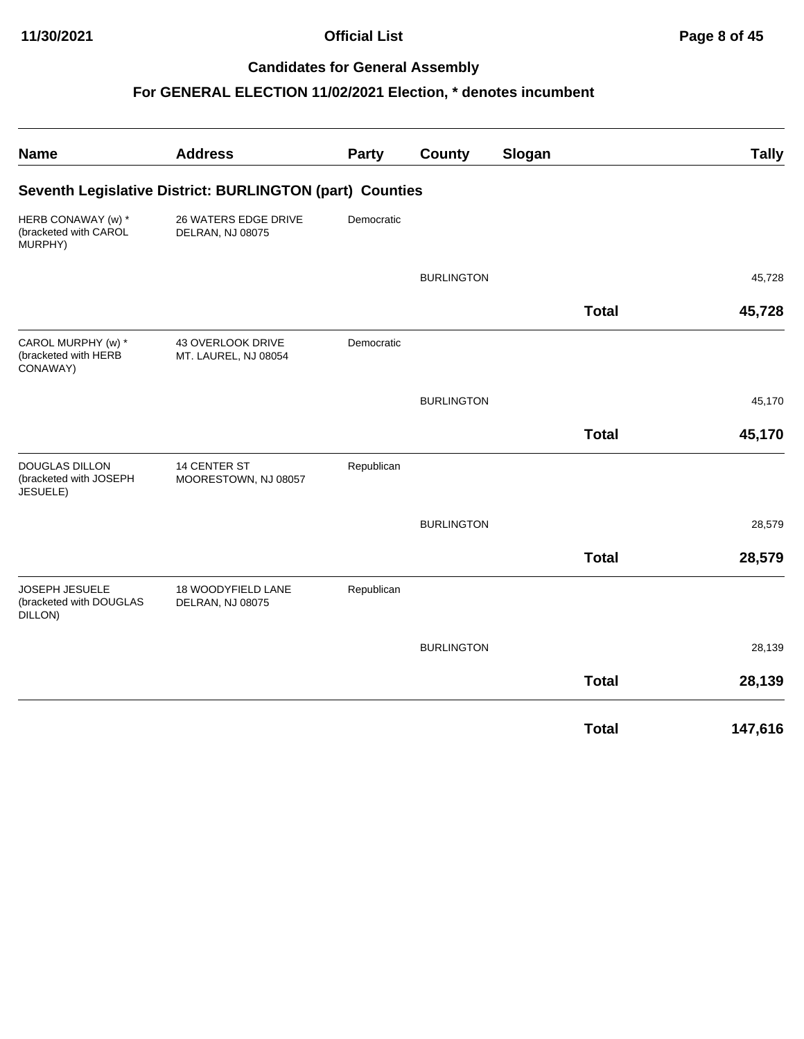## Candidates for General Assembly

### For GENERAL ELECTION 11/02/2021 Election, * denotes incumbent

| Name | Address | Party | County | Slogan | Tally |
|---|---|---|---|---|---|
| **Seventh Legislative District: BURLINGTON (part) Counties** | | | | | |
| HERB CONAWAY (w) * (bracketed with CAROL MURPHY) | 26 WATERS EDGE DRIVE DELRAN, NJ 08075 | Democratic | | | |
| | | | BURLINGTON | | 45,728 |
| | | | | **Total** | **45,728** |
| CAROL MURPHY (w) * (bracketed with HERB CONAWAY) | 43 OVERLOOK DRIVE MT. LAUREL, NJ 08054 | Democratic | | | |
| | | | BURLINGTON | | 45,170 |
| | | | | **Total** | **45,170** |
| DOUGLAS DILLON (bracketed with JOSEPH JESUELE) | 14 CENTER ST MOORESTOWN, NJ 08057 | Republican | | | |
| | | | BURLINGTON | | 28,579 |
| | | | | **Total** | **28,579** |
| JOSEPH JESUELE (bracketed with DOUGLAS DILLON) | 18 WOODYFIELD LANE DELRAN, NJ 08075 | Republican | | | |
| | | | BURLINGTON | | 28,139 |
| | | | | **Total** | **28,139** |
| | | | | **Total** | **147,616** |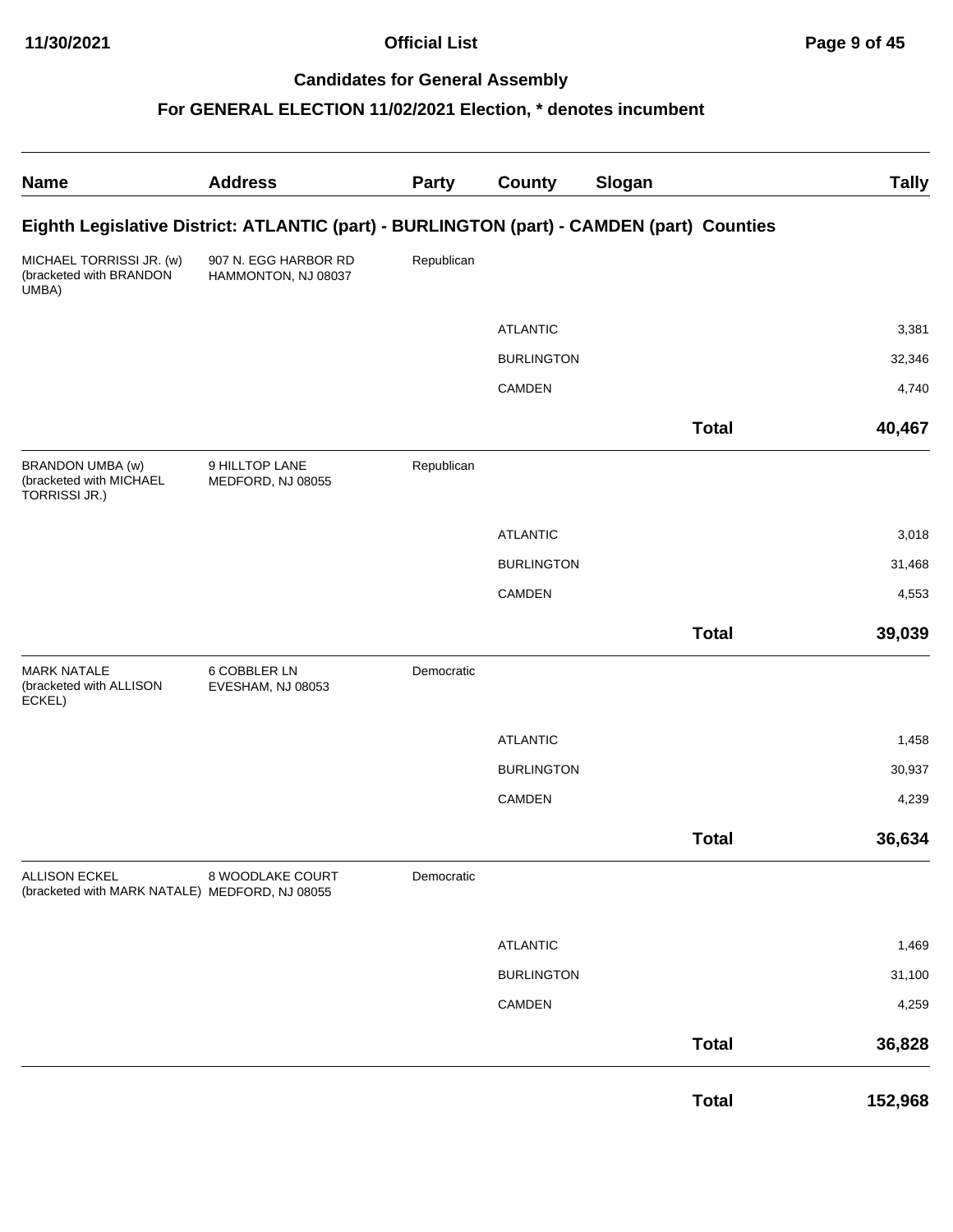## Official List

### Candidates for General Assembly

### For GENERAL ELECTION 11/02/2021 Election, * denotes incumbent

| Name | Address | Party | County | Slogan | Tally |
|---|---|---|---|---|---|
| **Eighth Legislative District: ATLANTIC (part) - BURLINGTON (part) - CAMDEN (part) Counties** | | | | | |
| MICHAEL TORRISSI JR. (w) (bracketed with BRANDON UMBA) | 907 N. EGG HARBOR RD HAMMONTON, NJ 08037 | Republican | | | |
| | | | ATLANTIC | | 3,381 |
| | | | BURLINGTON | | 32,346 |
| | | | CAMDEN | | 4,740 |
| | | | | **Total** | **40,467** |
| BRANDON UMBA (w) (bracketed with MICHAEL TORRISSI JR.) | 9 HILLTOP LANE MEDFORD, NJ 08055 | Republican | | | |
| | | | ATLANTIC | | 3,018 |
| | | | BURLINGTON | | 31,468 |
| | | | CAMDEN | | 4,553 |
| | | | | **Total** | **39,039** |
| MARK NATALE (bracketed with ALLISON ECKEL) | 6 COBBLER LN EVESHAM, NJ 08053 | Democratic | | | |
| | | | ATLANTIC | | 1,458 |
| | | | BURLINGTON | | 30,937 |
| | | | CAMDEN | | 4,239 |
| | | | | **Total** | **36,634** |
| ALLISON ECKEL (bracketed with MARK NATALE) | 8 WOODLAKE COURT MEDFORD, NJ 08055 | Democratic | | | |
| | | | ATLANTIC | | 1,469 |
| | | | BURLINGTON | | 31,100 |
| | | | CAMDEN | | 4,259 |
| | | | | **Total** | **36,828** |
| | | | | **Total** | **152,968** |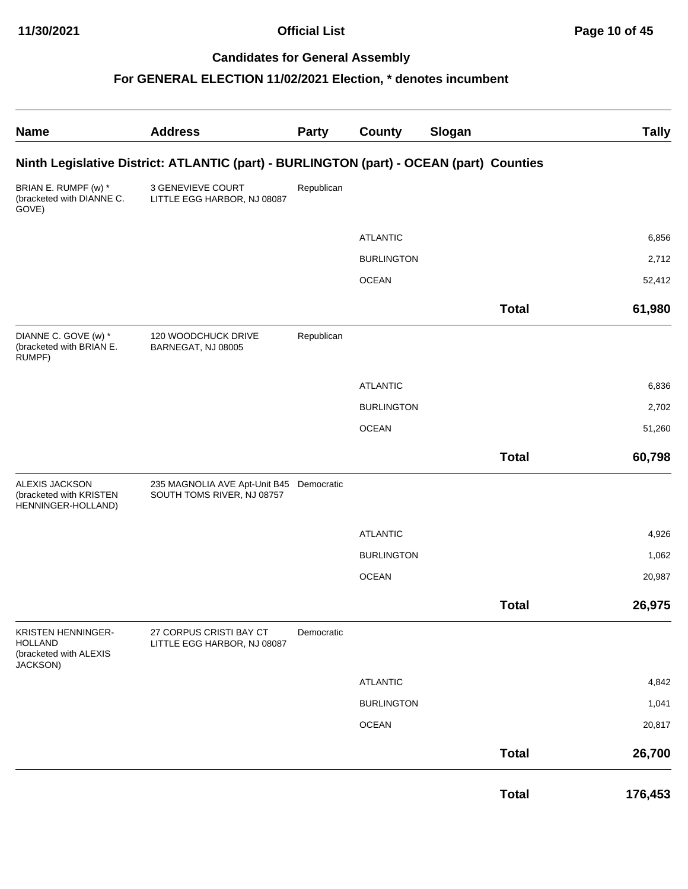## Candidates for General Assembly

### For GENERAL ELECTION 11/02/2021 Election, * denotes incumbent

| Name | Address | Party | County | Slogan | Tally |
|---|---|---|---|---|---|
| **Ninth Legislative District: ATLANTIC (part) - BURLINGTON (part) - OCEAN (part) Counties** | | | | | |
| BRIAN E. RUMPF (w) * (bracketed with DIANNE C. GOVE) | 3 GENEVIEVE COURT LITTLE EGG HARBOR, NJ 08087 | Republican | | | |
| | | | ATLANTIC | | 6,856 |
| | | | BURLINGTON | | 2,712 |
| | | | OCEAN | | 52,412 |
| | | | | **Total** | **61,980** |
| DIANNE C. GOVE (w) * (bracketed with BRIAN E. RUMPF) | 120 WOODCHUCK DRIVE BARNEGAT, NJ 08005 | Republican | | | |
| | | | ATLANTIC | | 6,836 |
| | | | BURLINGTON | | 2,702 |
| | | | OCEAN | | 51,260 |
| | | | | **Total** | **60,798** |
| ALEXIS JACKSON (bracketed with KRISTEN HENNINGER-HOLLAND) | 235 MAGNOLIA AVE Apt-Unit B45 SOUTH TOMS RIVER, NJ 08757 | Democratic | | | |
| | | | ATLANTIC | | 4,926 |
| | | | BURLINGTON | | 1,062 |
| | | | OCEAN | | 20,987 |
| | | | | **Total** | **26,975** |
| KRISTEN HENNINGER-HOLLAND (bracketed with ALEXIS JACKSON) | 27 CORPUS CRISTI BAY CT LITTLE EGG HARBOR, NJ 08087 | Democratic | | | |
| | | | ATLANTIC | | 4,842 |
| | | | BURLINGTON | | 1,041 |
| | | | OCEAN | | 20,817 |
| | | | | **Total** | **26,700** |
| | | | | **Total** | **176,453** |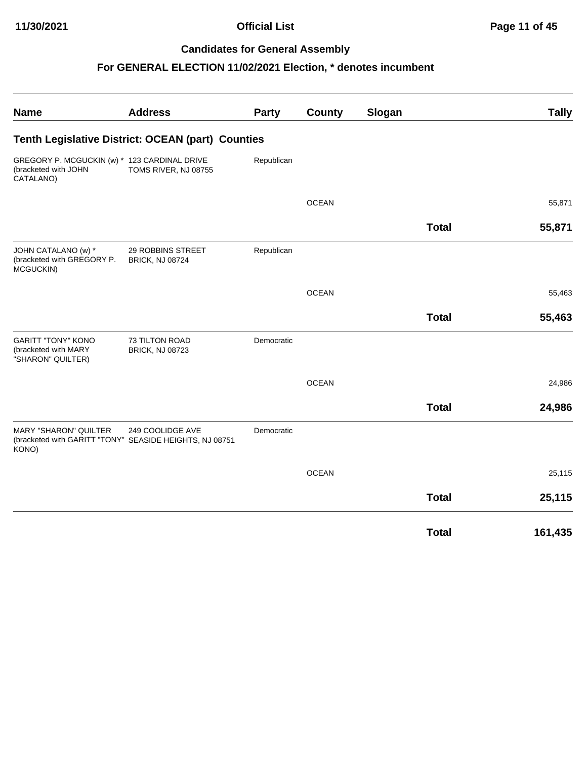## Candidates for General Assembly

## For GENERAL ELECTION 11/02/2021 Election, * denotes incumbent

| Name | Address | Party | County | Slogan | | Tally |
|---|---|---|---|---|---|---|
| **Tenth Legislative District: OCEAN (part) Counties** | | | | | | |
| GREGORY P. MCGUCKIN (w) * (bracketed with JOHN CATALANO) | 123 CARDINAL DRIVE TOMS RIVER, NJ 08755 | Republican | | | | |
| | | | OCEAN | | | 55,871 |
| | | | | | **Total** | **55,871** |
| JOHN CATALANO (w) * (bracketed with GREGORY P. MCGUCKIN) | 29 ROBBINS STREET BRICK, NJ 08724 | Republican | | | | |
| | | | OCEAN | | | 55,463 |
| | | | | | **Total** | **55,463** |
| GARITT "TONY" KONO (bracketed with MARY "SHARON" QUILTER) | 73 TILTON ROAD BRICK, NJ 08723 | Democratic | | | | |
| | | | OCEAN | | | 24,986 |
| | | | | | **Total** | **24,986** |
| MARY "SHARON" QUILTER (bracketed with GARITT "TONY" KONO) | 249 COOLIDGE AVE SEASIDE HEIGHTS, NJ 08751 | Democratic | | | | |
| | | | OCEAN | | | 25,115 |
| | | | | | **Total** | **25,115** |
| | | | | | **Total** | **161,435** |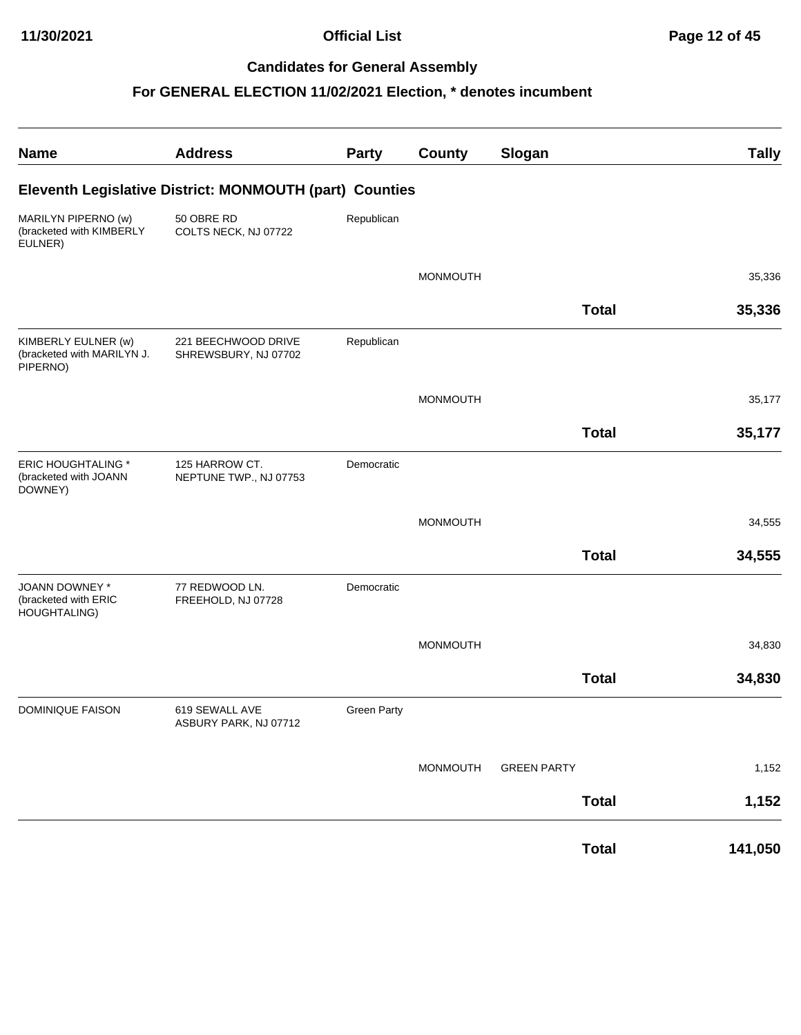**Official List**

**Candidates for General Assembly**

**For GENERAL ELECTION 11/02/2021 Election, * denotes incumbent**

| Name | Address | Party | County | Slogan | | Tally |
|---|---|---|---|---|---|---|
| **Eleventh Legislative District: MONMOUTH (part) Counties** | | | | | | |
| MARILYN PIPERNO (w) (bracketed with KIMBERLY EULNER) | 50 OBRE RD COLTS NECK, NJ 07722 | Republican | | | | |
| | | | MONMOUTH | | | 35,336 |
| | | | | | **Total** | **35,336** |
| KIMBERLY EULNER (w) (bracketed with MARILYN J. PIPERNO) | 221 BEECHWOOD DRIVE SHREWSBURY, NJ 07702 | Republican | | | | |
| | | | MONMOUTH | | | 35,177 |
| | | | | | **Total** | **35,177** |
| ERIC HOUGHTALING * (bracketed with JOANN DOWNEY) | 125 HARROW CT. NEPTUNE TWP., NJ 07753 | Democratic | | | | |
| | | | MONMOUTH | | | 34,555 |
| | | | | | **Total** | **34,555** |
| JOANN DOWNEY * (bracketed with ERIC HOUGHTALING) | 77 REDWOOD LN. FREEHOLD, NJ 07728 | Democratic | | | | |
| | | | MONMOUTH | | | 34,830 |
| | | | | | **Total** | **34,830** |
| DOMINIQUE FAISON | 619 SEWALL AVE ASBURY PARK, NJ 07712 | Green Party | | | | |
| | | | MONMOUTH | GREEN PARTY | | 1,152 |
| | | | | | **Total** | **1,152** |
| | | | | | **Total** | **141,050** |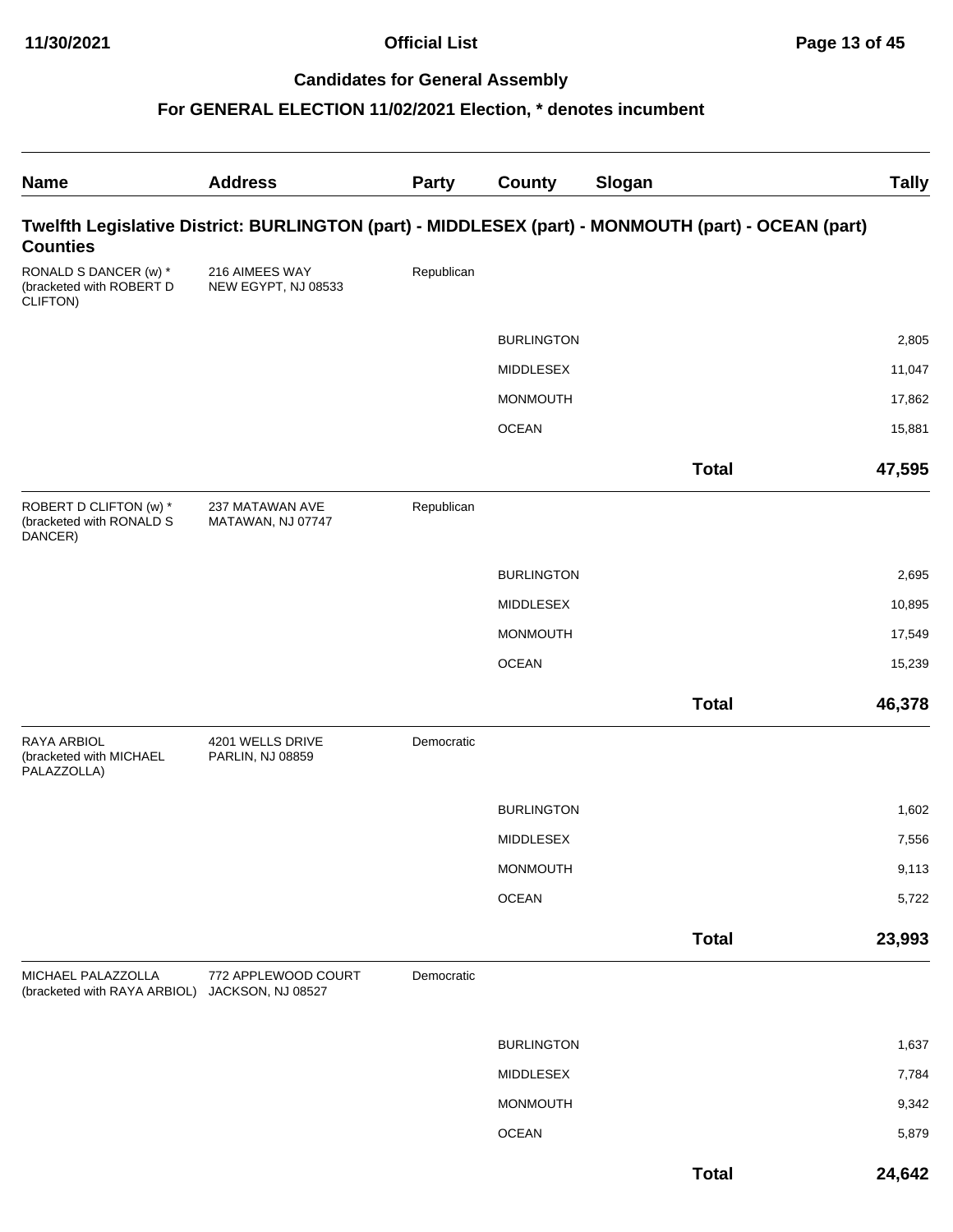## Candidates for General Assembly

### For GENERAL ELECTION 11/02/2021 Election, * denotes incumbent

| Name | Address | Party | County | Slogan | Tally |
|---|---|---|---|---|---|

### Twelfth Legislative District: BURLINGTON (part) - MIDDLESEX (part) - MONMOUTH (part) - OCEAN (part) Counties

| Name | Address | Party | County | Slogan | Tally |
|---|---|---|---|---|---|
| RONALD S DANCER (w) * (bracketed with ROBERT D CLIFTON) | 216 AIMEES WAY NEW EGYPT, NJ 08533 | Republican | | | |
| | | | BURLINGTON | | 2,805 |
| | | | MIDDLESEX | | 11,047 |
| | | | MONMOUTH | | 17,862 |
| | | | OCEAN | | 15,881 |
| | | | | **Total** | **47,595** |
| ROBERT D CLIFTON (w) * (bracketed with RONALD S DANCER) | 237 MATAWAN AVE MATAWAN, NJ 07747 | Republican | | | |
| | | | BURLINGTON | | 2,695 |
| | | | MIDDLESEX | | 10,895 |
| | | | MONMOUTH | | 17,549 |
| | | | OCEAN | | 15,239 |
| | | | | **Total** | **46,378** |
| RAYA ARBIOL (bracketed with MICHAEL PALAZZOLLA) | 4201 WELLS DRIVE PARLIN, NJ 08859 | Democratic | | | |
| | | | BURLINGTON | | 1,602 |
| | | | MIDDLESEX | | 7,556 |
| | | | MONMOUTH | | 9,113 |
| | | | OCEAN | | 5,722 |
| | | | | **Total** | **23,993** |
| MICHAEL PALAZZOLLA (bracketed with RAYA ARBIOL) | 772 APPLEWOOD COURT JACKSON, NJ 08527 | Democratic | | | |
| | | | BURLINGTON | | 1,637 |
| | | | MIDDLESEX | | 7,784 |
| | | | MONMOUTH | | 9,342 |
| | | | OCEAN | | 5,879 |
| | | | | **Total** | **24,642** |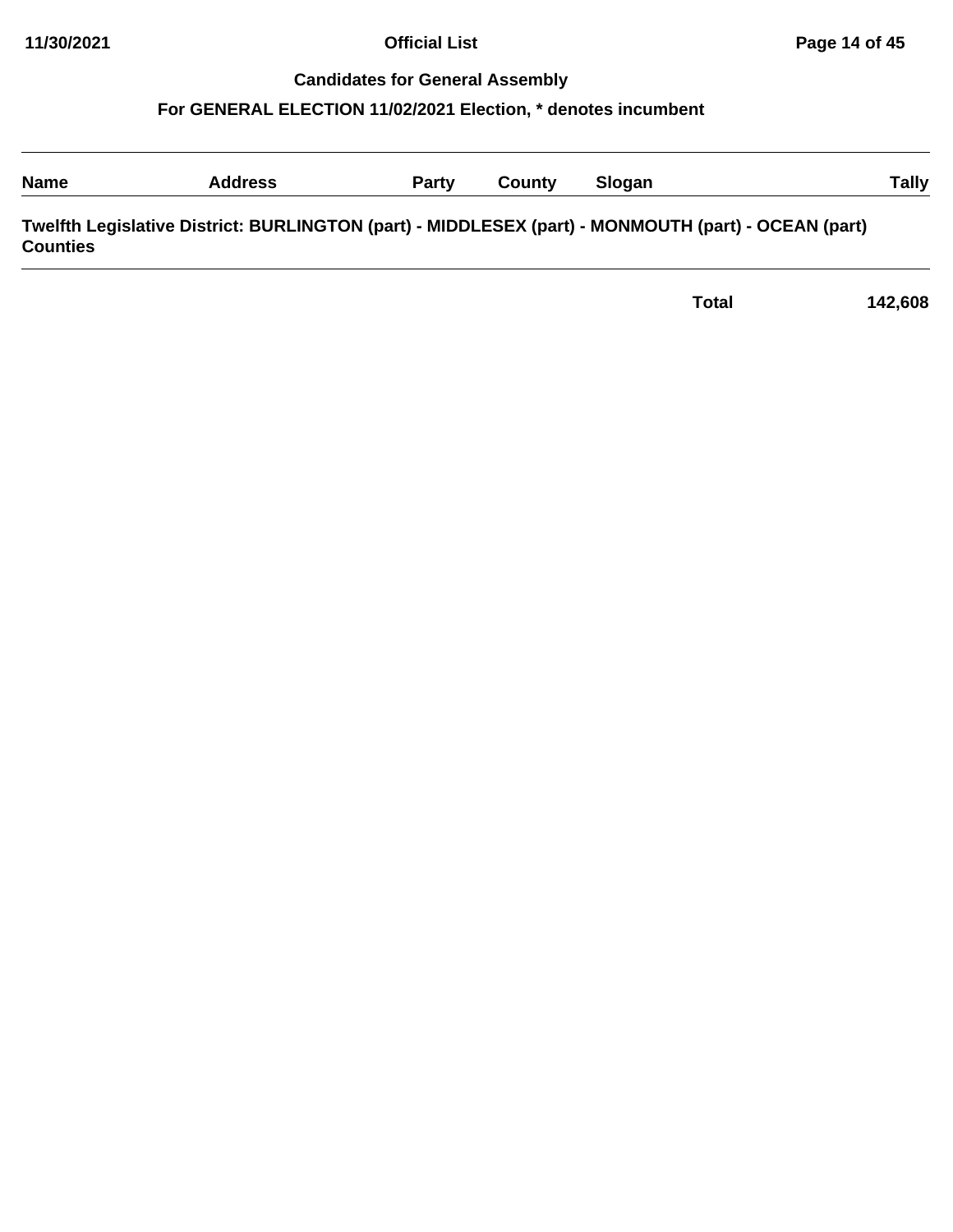## Candidates for General Assembly

### For GENERAL ELECTION 11/02/2021 Election, * denotes incumbent

| Name | Address | Party | County | Slogan | Tally |
| --- | --- | --- | --- | --- | --- |

**Twelfth Legislative District: BURLINGTON (part) - MIDDLESEX (part) - MONMOUTH (part) - OCEAN (part) Counties**

| | | | | | |
| --- | --- | --- | --- | --- | --- |
| | | | | **Total** | **142,608** |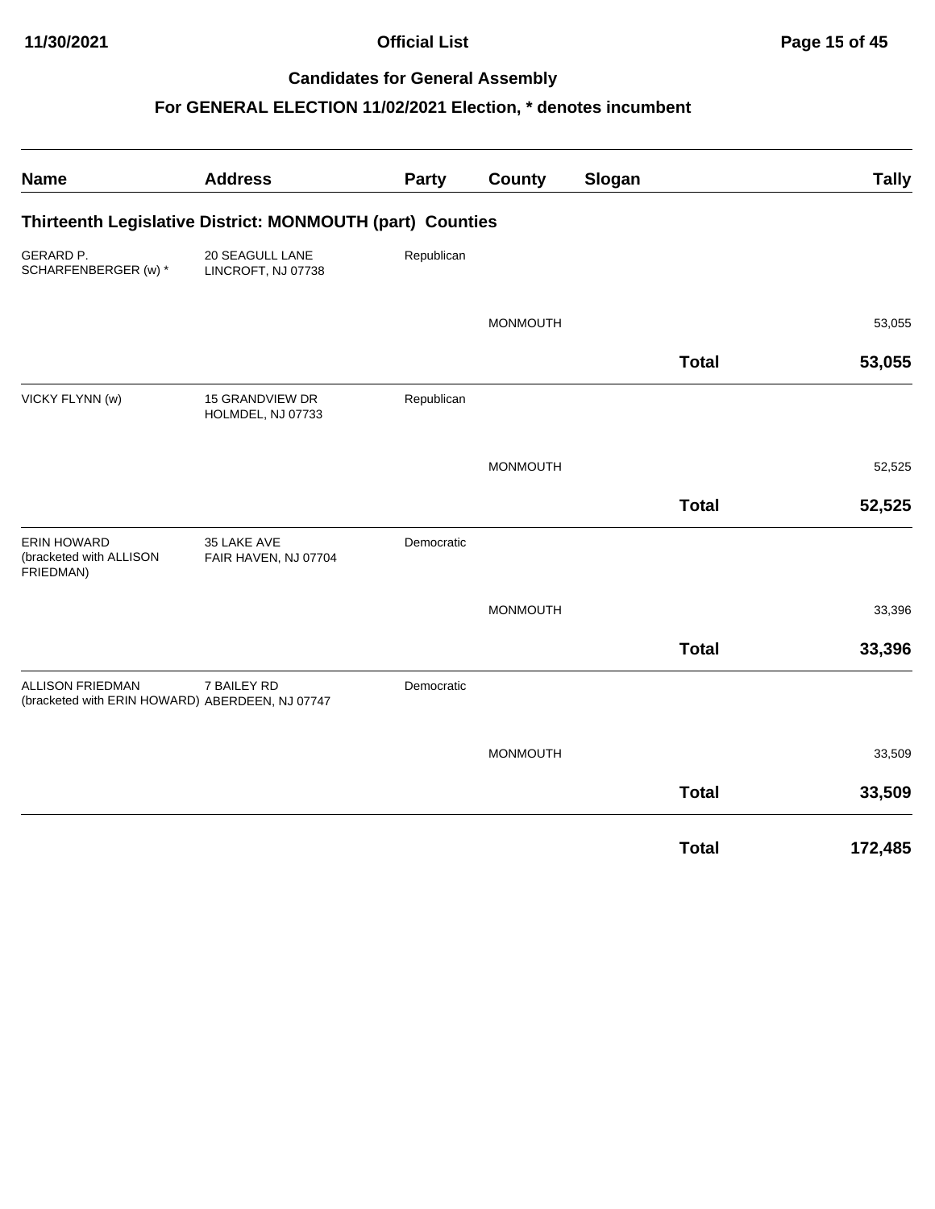## Candidates for General Assembly

### For GENERAL ELECTION 11/02/2021 Election, * denotes incumbent

| Name | Address | Party | County | Slogan | Tally |
|---|---|---|---|---|---|
| **Thirteenth Legislative District: MONMOUTH (part) Counties** | | | | | |
| GERARD P. SCHARFENBERGER (w) * | 20 SEAGULL LANE LINCROFT, NJ 07738 | Republican | | | |
| | | | MONMOUTH | | 53,055 |
| | | | | **Total** | **53,055** |
| VICKY FLYNN (w) | 15 GRANDVIEW DR HOLMDEL, NJ 07733 | Republican | | | |
| | | | MONMOUTH | | 52,525 |
| | | | | **Total** | **52,525** |
| ERIN HOWARD (bracketed with ALLISON FRIEDMAN) | 35 LAKE AVE FAIR HAVEN, NJ 07704 | Democratic | | | |
| | | | MONMOUTH | | 33,396 |
| | | | | **Total** | **33,396** |
| ALLISON FRIEDMAN (bracketed with ERIN HOWARD) | 7 BAILEY RD ABERDEEN, NJ 07747 | Democratic | | | |
| | | | MONMOUTH | | 33,509 |
| | | | | **Total** | **33,509** |
| | | | | **Total** | **172,485** |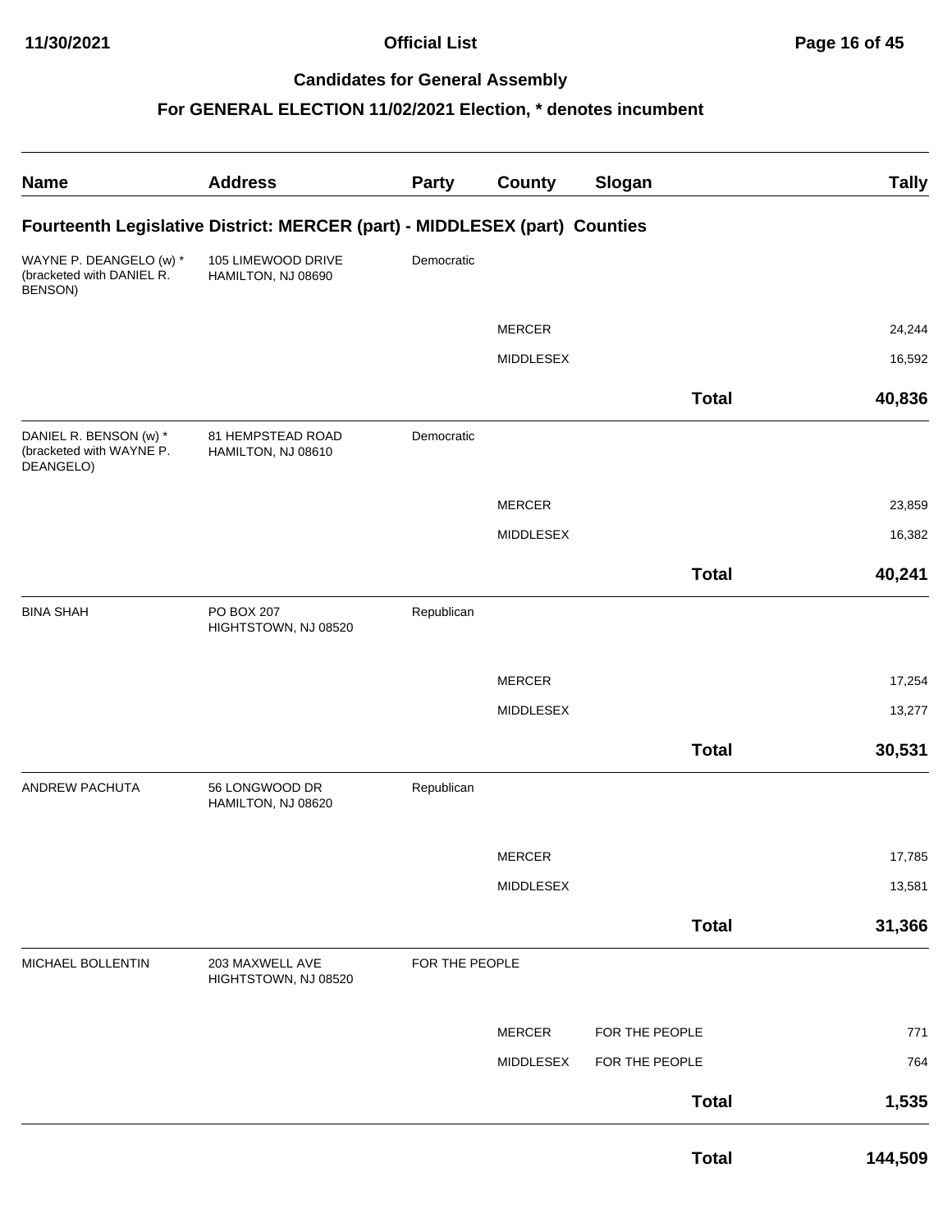## Candidates for General Assembly

### For GENERAL ELECTION 11/02/2021 Election, * denotes incumbent

| Name | Address | Party | County | Slogan | Tally |
|---|---|---|---|---|---|
| **Fourteenth Legislative District: MERCER (part) - MIDDLESEX (part) Counties** | | | | | |
| WAYNE P. DEANGELO (w) * (bracketed with DANIEL R. BENSON) | 105 LIMEWOOD DRIVE HAMILTON, NJ 08690 | Democratic | | | |
| | | | MERCER | | 24,244 |
| | | | MIDDLESEX | | 16,592 |
| | | | | **Total** | **40,836** |
| DANIEL R. BENSON (w) * (bracketed with WAYNE P. DEANGELO) | 81 HEMPSTEAD ROAD HAMILTON, NJ 08610 | Democratic | | | |
| | | | MERCER | | 23,859 |
| | | | MIDDLESEX | | 16,382 |
| | | | | **Total** | **40,241** |
| BINA SHAH | PO BOX 207 HIGHTSTOWN, NJ 08520 | Republican | | | |
| | | | MERCER | | 17,254 |
| | | | MIDDLESEX | | 13,277 |
| | | | | **Total** | **30,531** |
| ANDREW PACHUTA | 56 LONGWOOD DR HAMILTON, NJ 08620 | Republican | | | |
| | | | MERCER | | 17,785 |
| | | | MIDDLESEX | | 13,581 |
| | | | | **Total** | **31,366** |
| MICHAEL BOLLENTIN | 203 MAXWELL AVE HIGHTSTOWN, NJ 08520 | FOR THE PEOPLE | | | |
| | | | MERCER | FOR THE PEOPLE | 771 |
| | | | MIDDLESEX | FOR THE PEOPLE | 764 |
| | | | | **Total** | **1,535** |
| | | | | **Total** | **144,509** |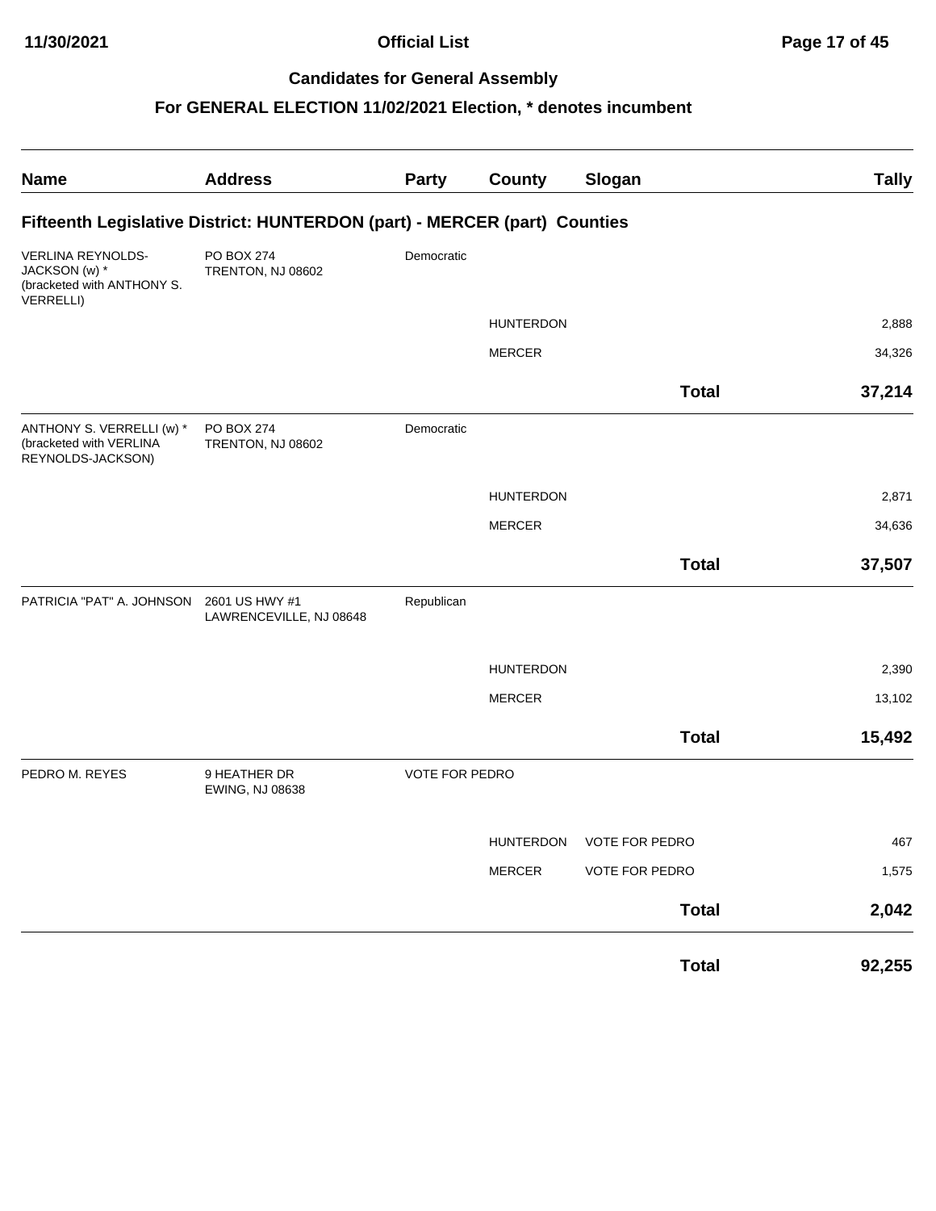## Official List

### Candidates for General Assembly

### For GENERAL ELECTION 11/02/2021 Election, * denotes incumbent

| Name | Address | Party | County | Slogan | Tally |
|---|---|---|---|---|---|
| **Fifteenth Legislative District: HUNTERDON (part) - MERCER (part) Counties** | | | | | |
| VERLINA REYNOLDS-JACKSON (w) * (bracketed with ANTHONY S. VERRELLI) | PO BOX 274 TRENTON, NJ 08602 | Democratic | | | |
| | | | HUNTERDON | | 2,888 |
| | | | MERCER | | 34,326 |
| | | | | **Total** | **37,214** |
| ANTHONY S. VERRELLI (w) * (bracketed with VERLINA REYNOLDS-JACKSON) | PO BOX 274 TRENTON, NJ 08602 | Democratic | | | |
| | | | HUNTERDON | | 2,871 |
| | | | MERCER | | 34,636 |
| | | | | **Total** | **37,507** |
| PATRICIA "PAT" A. JOHNSON | 2601 US HWY #1 LAWRENCEVILLE, NJ 08648 | Republican | | | |
| | | | HUNTERDON | | 2,390 |
| | | | MERCER | | 13,102 |
| | | | | **Total** | **15,492** |
| PEDRO M. REYES | 9 HEATHER DR EWING, NJ 08638 | VOTE FOR PEDRO | | | |
| | | | HUNTERDON | VOTE FOR PEDRO | 467 |
| | | | MERCER | VOTE FOR PEDRO | 1,575 |
| | | | | **Total** | **2,042** |
| | | | | **Total** | **92,255** |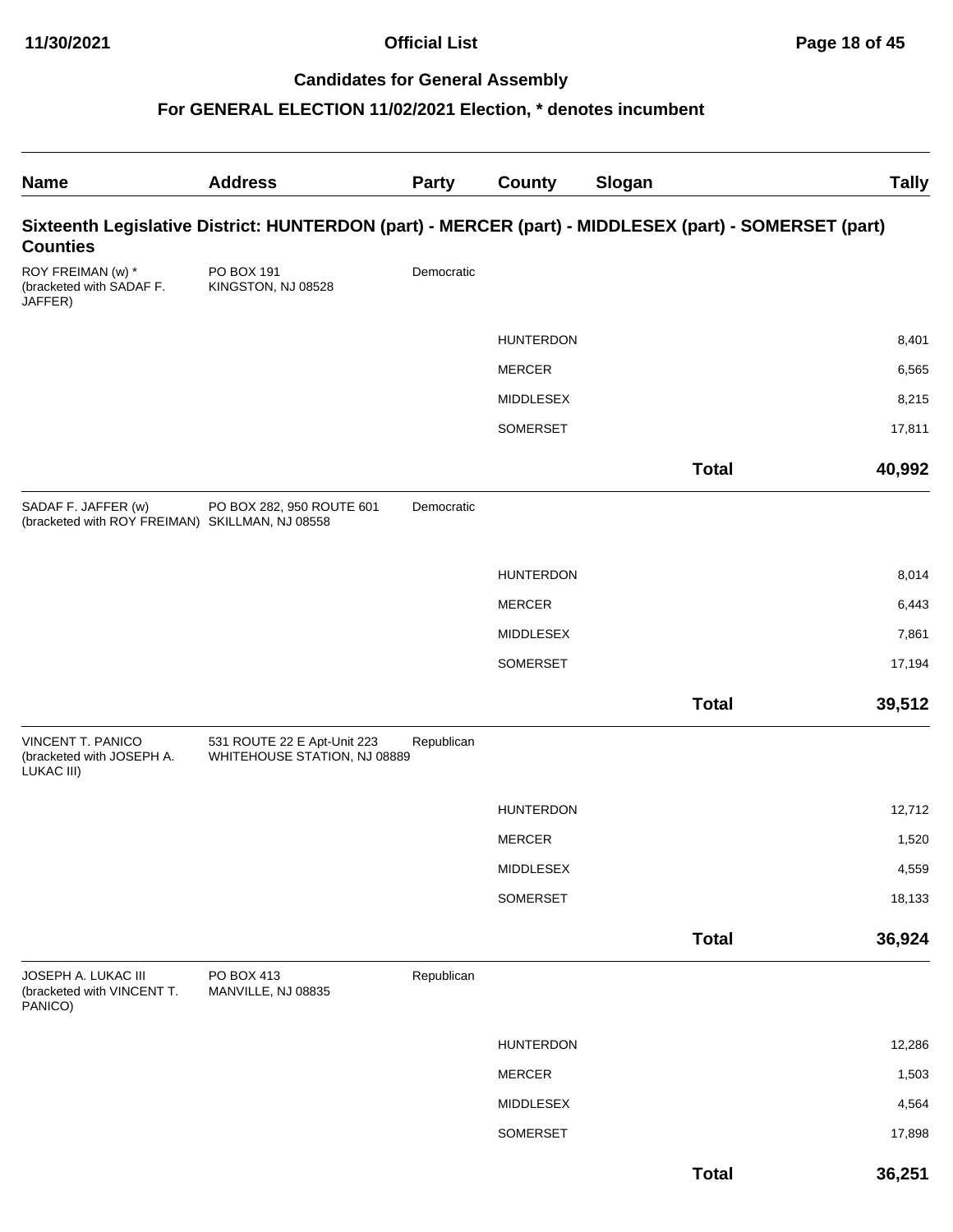## Candidates for General Assembly

### For GENERAL ELECTION 11/02/2021 Election, * denotes incumbent

| Name | Address | Party | County | Slogan | Tally |
|---|---|---|---|---|---|

**Sixteenth Legislative District: HUNTERDON (part) - MERCER (part) - MIDDLESEX (part) - SOMERSET (part) Counties**

| Name | Address | Party | County | Slogan | Tally |
|---|---|---|---|---|---|
| ROY FREIMAN (w) * (bracketed with SADAF F. JAFFER) | PO BOX 191 KINGSTON, NJ 08528 | Democratic | | | |
| | | | HUNTERDON | | 8,401 |
| | | | MERCER | | 6,565 |
| | | | MIDDLESEX | | 8,215 |
| | | | SOMERSET | | 17,811 |
| | | | | **Total** | **40,992** |
| SADAF F. JAFFER (w) (bracketed with ROY FREIMAN) | PO BOX 282, 950 ROUTE 601 SKILLMAN, NJ 08558 | Democratic | | | |
| | | | HUNTERDON | | 8,014 |
| | | | MERCER | | 6,443 |
| | | | MIDDLESEX | | 7,861 |
| | | | SOMERSET | | 17,194 |
| | | | | **Total** | **39,512** |
| VINCENT T. PANICO (bracketed with JOSEPH A. LUKAC III) | 531 ROUTE 22 E Apt-Unit 223 WHITEHOUSE STATION, NJ 08889 | Republican | | | |
| | | | HUNTERDON | | 12,712 |
| | | | MERCER | | 1,520 |
| | | | MIDDLESEX | | 4,559 |
| | | | SOMERSET | | 18,133 |
| | | | | **Total** | **36,924** |
| JOSEPH A. LUKAC III (bracketed with VINCENT T. PANICO) | PO BOX 413 MANVILLE, NJ 08835 | Republican | | | |
| | | | HUNTERDON | | 12,286 |
| | | | MERCER | | 1,503 |
| | | | MIDDLESEX | | 4,564 |
| | | | SOMERSET | | 17,898 |
| | | | | **Total** | **36,251** |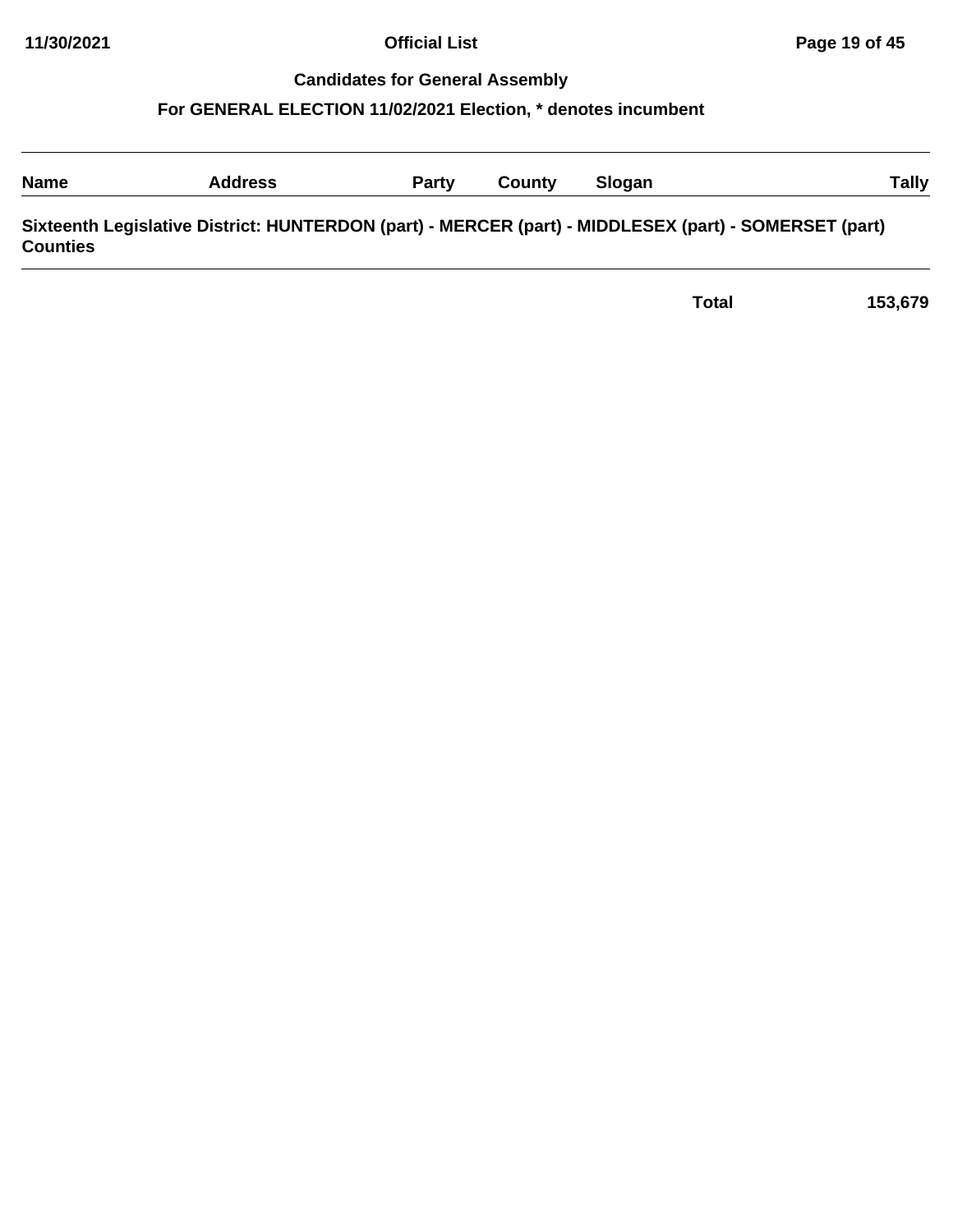## Candidates for General Assembly

### For GENERAL ELECTION 11/02/2021 Election, * denotes incumbent

| Name | Address | Party | County | Slogan | Tally |
|---|---|---|---|---|---|

**Sixteenth Legislative District: HUNTERDON (part) - MERCER (part) - MIDDLESEX (part) - SOMERSET (part) Counties**

| | | | | | |
|---|---|---|---|---|---|
| | | | | **Total** | **153,679** |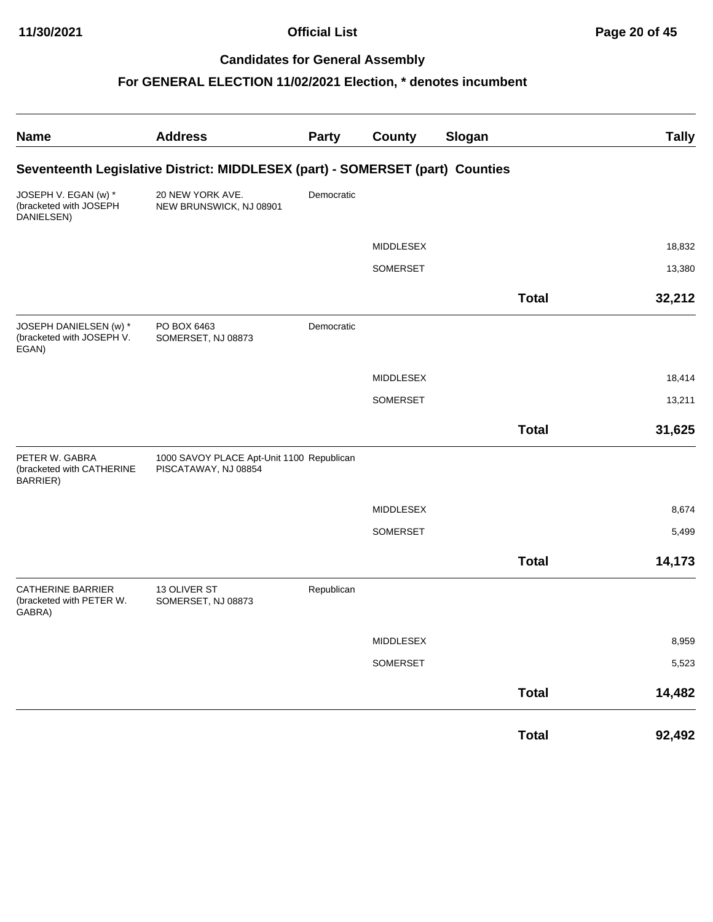## Official List

### Candidates for General Assembly

### For GENERAL ELECTION 11/02/2021 Election, * denotes incumbent

| Name | Address | Party | County | Slogan | Tally |
|---|---|---|---|---|---|
| **Seventeenth Legislative District: MIDDLESEX (part) - SOMERSET (part) Counties** | | | | | |
| JOSEPH V. EGAN (w) * (bracketed with JOSEPH DANIELSEN) | 20 NEW YORK AVE. NEW BRUNSWICK, NJ 08901 | Democratic | | | |
| | | | MIDDLESEX | | 18,832 |
| | | | SOMERSET | | 13,380 |
| | | | | **Total** | **32,212** |
| JOSEPH DANIELSEN (w) * (bracketed with JOSEPH V. EGAN) | PO BOX 6463 SOMERSET, NJ 08873 | Democratic | | | |
| | | | MIDDLESEX | | 18,414 |
| | | | SOMERSET | | 13,211 |
| | | | | **Total** | **31,625** |
| PETER W. GABRA (bracketed with CATHERINE BARRIER) | 1000 SAVOY PLACE Apt-Unit 1100 PISCATAWAY, NJ 08854 | Republican | | | |
| | | | MIDDLESEX | | 8,674 |
| | | | SOMERSET | | 5,499 |
| | | | | **Total** | **14,173** |
| CATHERINE BARRIER (bracketed with PETER W. GABRA) | 13 OLIVER ST SOMERSET, NJ 08873 | Republican | | | |
| | | | MIDDLESEX | | 8,959 |
| | | | SOMERSET | | 5,523 |
| | | | | **Total** | **14,482** |
| | | | | **Total** | **92,492** |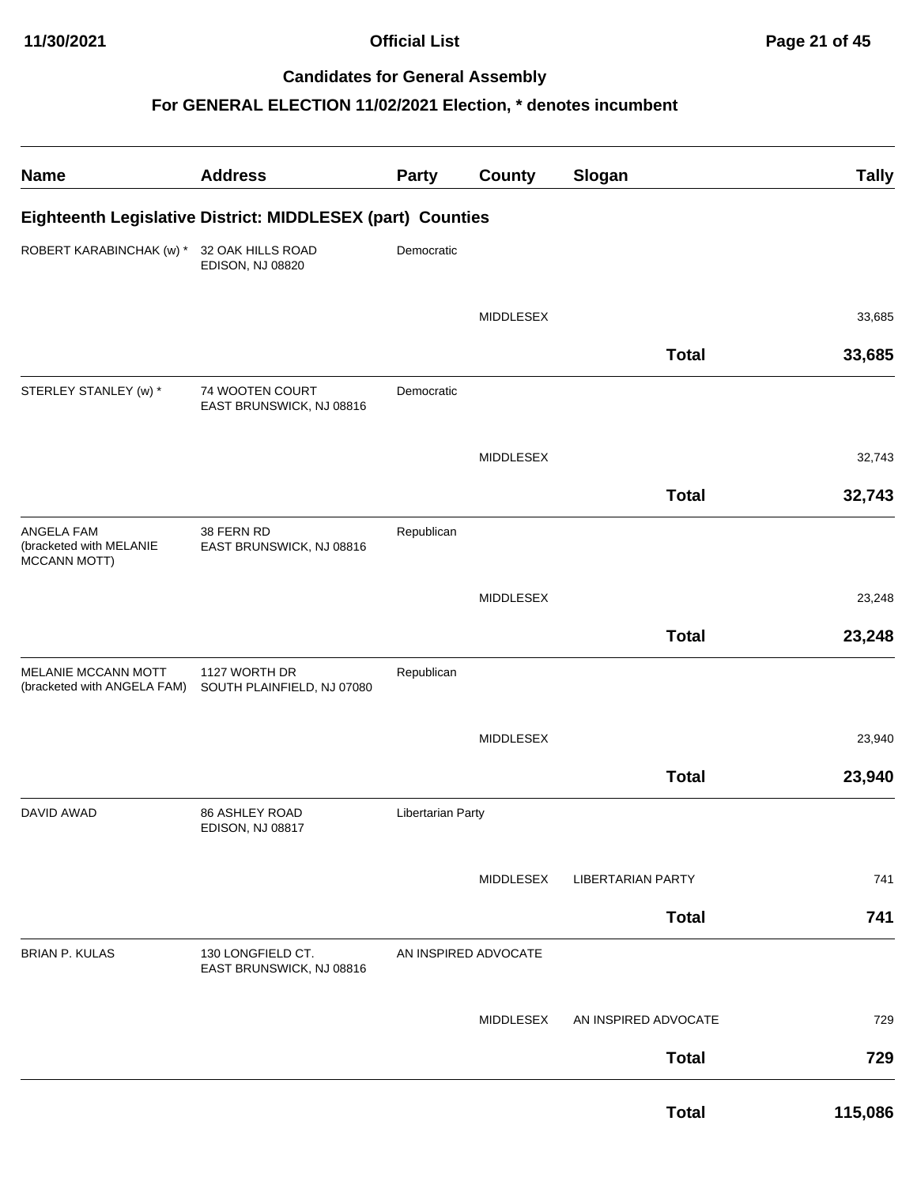# Official List

## Candidates for General Assembly

### For GENERAL ELECTION 11/02/2021 Election, * denotes incumbent

| Name | Address | Party | County | Slogan | Tally |
|---|---|---|---|---|---|
| **Eighteenth Legislative District: MIDDLESEX (part) Counties** | | | | | |
| ROBERT KARABINCHAK (w) * | 32 OAK HILLS ROAD EDISON, NJ 08820 | Democratic | | | |
| | | | MIDDLESEX | | 33,685 |
| | | | | **Total** | **33,685** |
| STERLEY STANLEY (w) * | 74 WOOTEN COURT EAST BRUNSWICK, NJ 08816 | Democratic | | | |
| | | | MIDDLESEX | | 32,743 |
| | | | | **Total** | **32,743** |
| ANGELA FAM (bracketed with MELANIE MCCANN MOTT) | 38 FERN RD EAST BRUNSWICK, NJ 08816 | Republican | | | |
| | | | MIDDLESEX | | 23,248 |
| | | | | **Total** | **23,248** |
| MELANIE MCCANN MOTT (bracketed with ANGELA FAM) | 1127 WORTH DR SOUTH PLAINFIELD, NJ 07080 | Republican | | | |
| | | | MIDDLESEX | | 23,940 |
| | | | | **Total** | **23,940** |
| DAVID AWAD | 86 ASHLEY ROAD EDISON, NJ 08817 | Libertarian Party | | | |
| | | | MIDDLESEX | LIBERTARIAN PARTY | 741 |
| | | | | **Total** | **741** |
| BRIAN P. KULAS | 130 LONGFIELD CT. EAST BRUNSWICK, NJ 08816 | AN INSPIRED ADVOCATE | | | |
| | | | MIDDLESEX | AN INSPIRED ADVOCATE | 729 |
| | | | | **Total** | **729** |
| | | | | **Total** | **115,086** |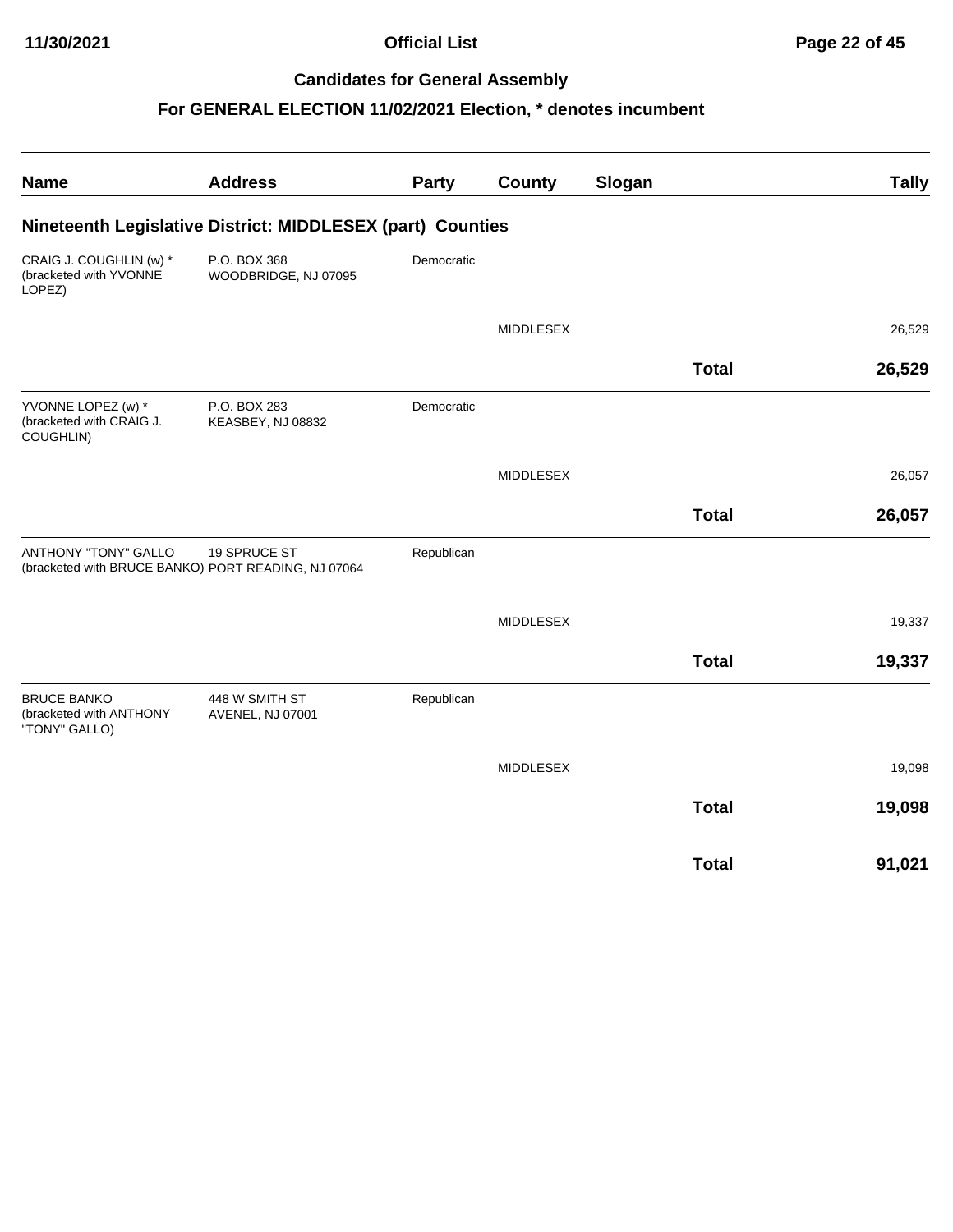## Candidates for General Assembly

### For GENERAL ELECTION 11/02/2021 Election, * denotes incumbent

| Name | Address | Party | County | Slogan | | Tally |
|---|---|---|---|---|---|---|
| **Nineteenth Legislative District: MIDDLESEX (part) Counties** | | | | | | |
| CRAIG J. COUGHLIN (w) * (bracketed with YVONNE LOPEZ) | P.O. BOX 368 WOODBRIDGE, NJ 07095 | Democratic | | | | |
| | | | MIDDLESEX | | | 26,529 |
| | | | | | **Total** | **26,529** |
| YVONNE LOPEZ (w) * (bracketed with CRAIG J. COUGHLIN) | P.O. BOX 283 KEASBEY, NJ 08832 | Democratic | | | | |
| | | | MIDDLESEX | | | 26,057 |
| | | | | | **Total** | **26,057** |
| ANTHONY "TONY" GALLO (bracketed with BRUCE BANKO) | 19 SPRUCE ST PORT READING, NJ 07064 | Republican | | | | |
| | | | MIDDLESEX | | | 19,337 |
| | | | | | **Total** | **19,337** |
| BRUCE BANKO (bracketed with ANTHONY "TONY" GALLO) | 448 W SMITH ST AVENEL, NJ 07001 | Republican | | | | |
| | | | MIDDLESEX | | | 19,098 |
| | | | | | **Total** | **19,098** |
| | | | | | **Total** | **91,021** |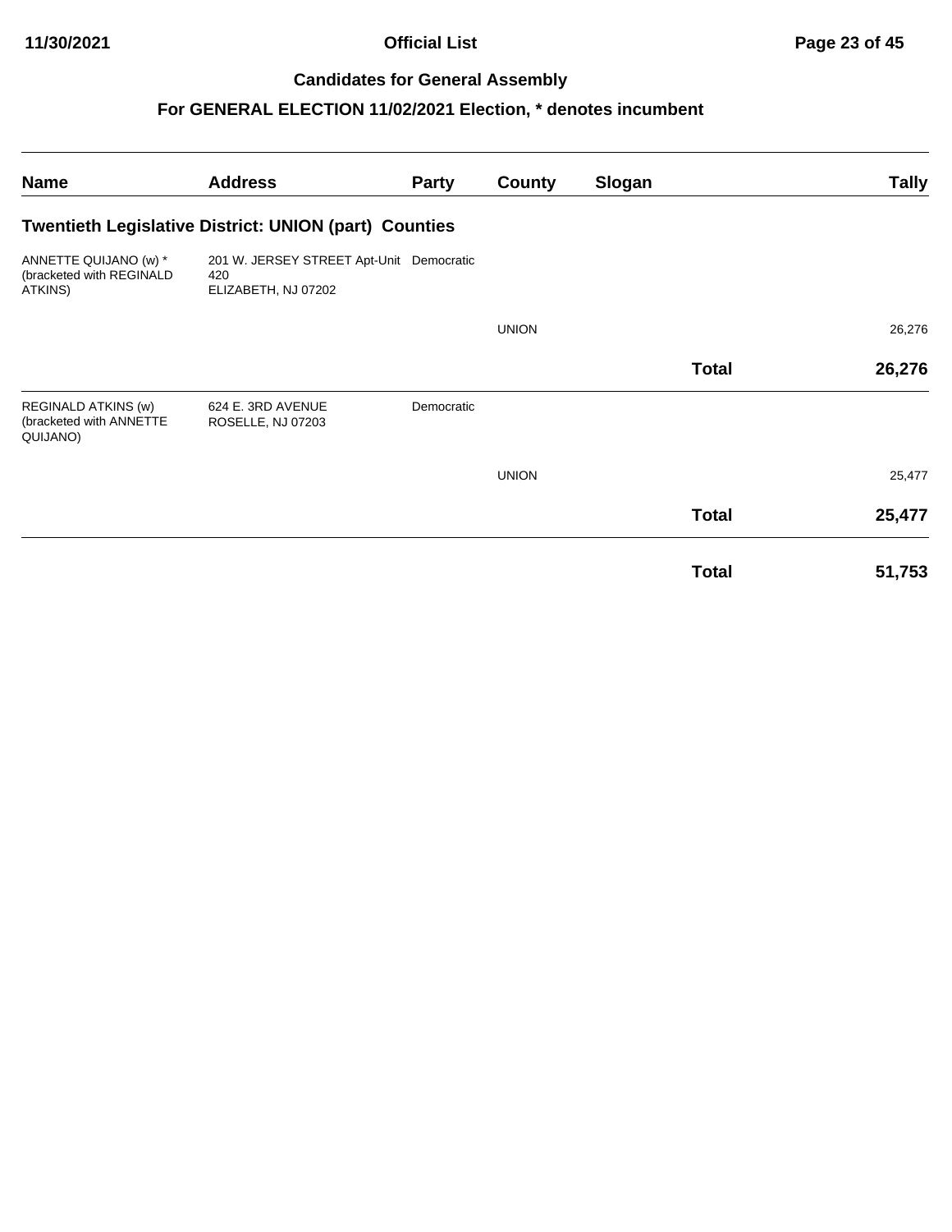## Candidates for General Assembly

### For GENERAL ELECTION 11/02/2021 Election, * denotes incumbent

| Name | Address | Party | County | Slogan | Tally |
|---|---|---|---|---|---|
| **Twentieth Legislative District: UNION (part) Counties** | | | | | |
| ANNETTE QUIJANO (w) * (bracketed with REGINALD ATKINS) | 201 W. JERSEY STREET Apt-Unit 420 ELIZABETH, NJ 07202 | Democratic | | | |
| | | | UNION | | 26,276 |
| | | | | **Total** | **26,276** |
| REGINALD ATKINS (w) (bracketed with ANNETTE QUIJANO) | 624 E. 3RD AVENUE ROSELLE, NJ 07203 | Democratic | | | |
| | | | UNION | | 25,477 |
| | | | | **Total** | **25,477** |
| | | | | **Total** | **51,753** |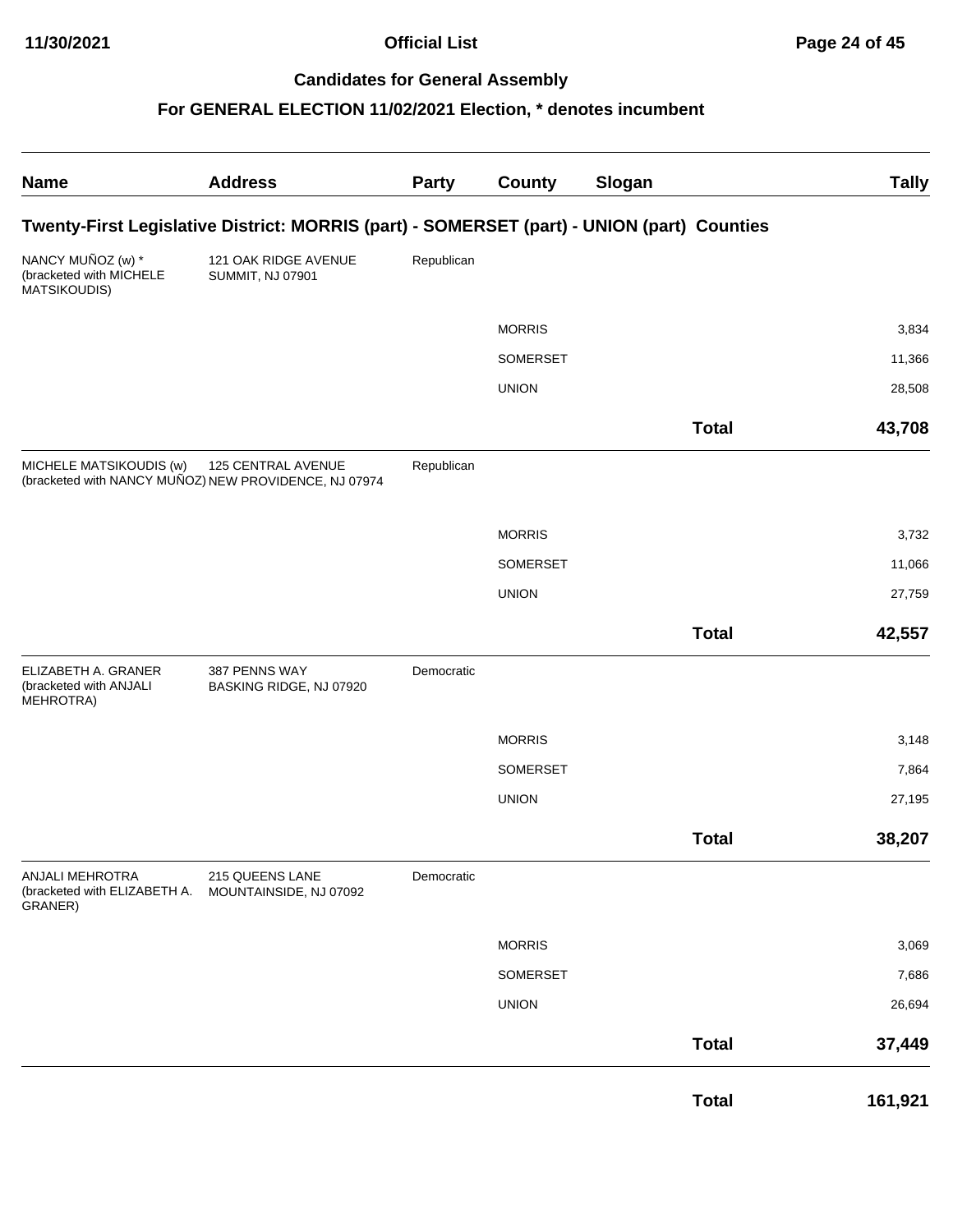**Official List**

**Candidates for General Assembly**

**For GENERAL ELECTION 11/02/2021 Election, * denotes incumbent**

| Name | Address | Party | County | Slogan | Tally |
|---|---|---|---|---|---|
| **Twenty-First Legislative District: MORRIS (part) - SOMERSET (part) - UNION (part) Counties** | | | | | |
| NANCY MUÑOZ (w) * (bracketed with MICHELE MATSIKOUDIS) | 121 OAK RIDGE AVENUE SUMMIT, NJ 07901 | Republican | | | |
| | | | MORRIS | | 3,834 |
| | | | SOMERSET | | 11,366 |
| | | | UNION | | 28,508 |
| | | | | **Total** | **43,708** |
| MICHELE MATSIKOUDIS (w) (bracketed with NANCY MUÑOZ) | 125 CENTRAL AVENUE NEW PROVIDENCE, NJ 07974 | Republican | | | |
| | | | MORRIS | | 3,732 |
| | | | SOMERSET | | 11,066 |
| | | | UNION | | 27,759 |
| | | | | **Total** | **42,557** |
| ELIZABETH A. GRANER (bracketed with ANJALI MEHROTRA) | 387 PENNS WAY BASKING RIDGE, NJ 07920 | Democratic | | | |
| | | | MORRIS | | 3,148 |
| | | | SOMERSET | | 7,864 |
| | | | UNION | | 27,195 |
| | | | | **Total** | **38,207** |
| ANJALI MEHROTRA (bracketed with ELIZABETH A. GRANER) | 215 QUEENS LANE MOUNTAINSIDE, NJ 07092 | Democratic | | | |
| | | | MORRIS | | 3,069 |
| | | | SOMERSET | | 7,686 |
| | | | UNION | | 26,694 |
| | | | | **Total** | **37,449** |
| | | | | **Total** | **161,921** |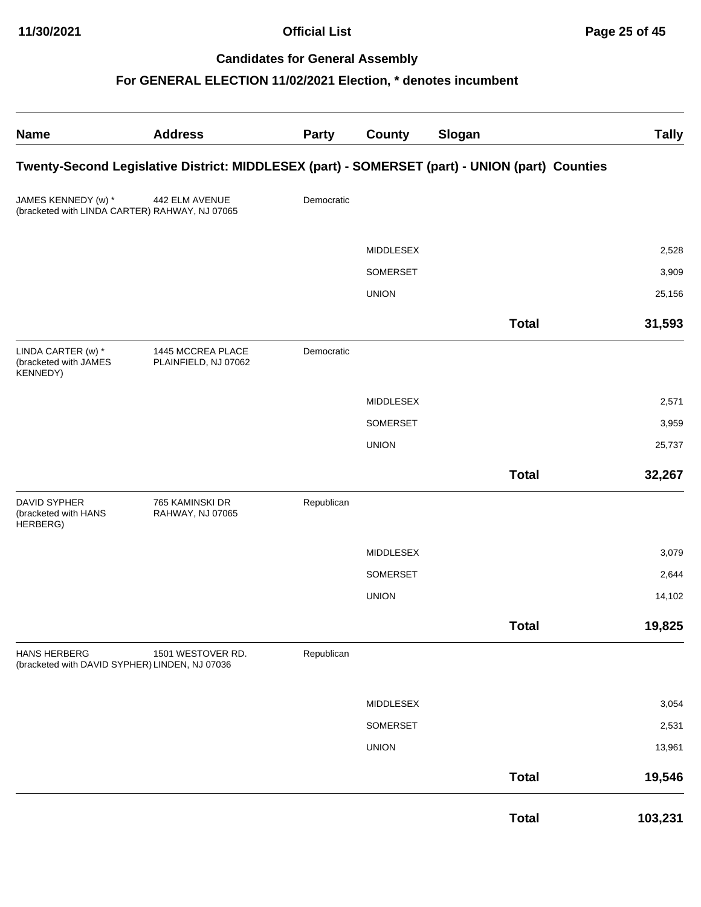**Official List**

## Candidates for General Assembly

### For GENERAL ELECTION 11/02/2021 Election, * denotes incumbent

| Name | Address | Party | County | Slogan | Tally |
|---|---|---|---|---|---|
| **Twenty-Second Legislative District: MIDDLESEX (part) - SOMERSET (part) - UNION (part) Counties** | | | | | |
| JAMES KENNEDY (w) * (bracketed with LINDA CARTER) | 442 ELM AVENUE RAHWAY, NJ 07065 | Democratic | | | |
| | | | MIDDLESEX | | 2,528 |
| | | | SOMERSET | | 3,909 |
| | | | UNION | | 25,156 |
| | | | | **Total** | **31,593** |
| LINDA CARTER (w) * (bracketed with JAMES KENNEDY) | 1445 MCCREA PLACE PLAINFIELD, NJ 07062 | Democratic | | | |
| | | | MIDDLESEX | | 2,571 |
| | | | SOMERSET | | 3,959 |
| | | | UNION | | 25,737 |
| | | | | **Total** | **32,267** |
| DAVID SYPHER (bracketed with HANS HERBERG) | 765 KAMINSKI DR RAHWAY, NJ 07065 | Republican | | | |
| | | | MIDDLESEX | | 3,079 |
| | | | SOMERSET | | 2,644 |
| | | | UNION | | 14,102 |
| | | | | **Total** | **19,825** |
| HANS HERBERG (bracketed with DAVID SYPHER) | 1501 WESTOVER RD. LINDEN, NJ 07036 | Republican | | | |
| | | | MIDDLESEX | | 3,054 |
| | | | SOMERSET | | 2,531 |
| | | | UNION | | 13,961 |
| | | | | **Total** | **19,546** |
| | | | | **Total** | **103,231** |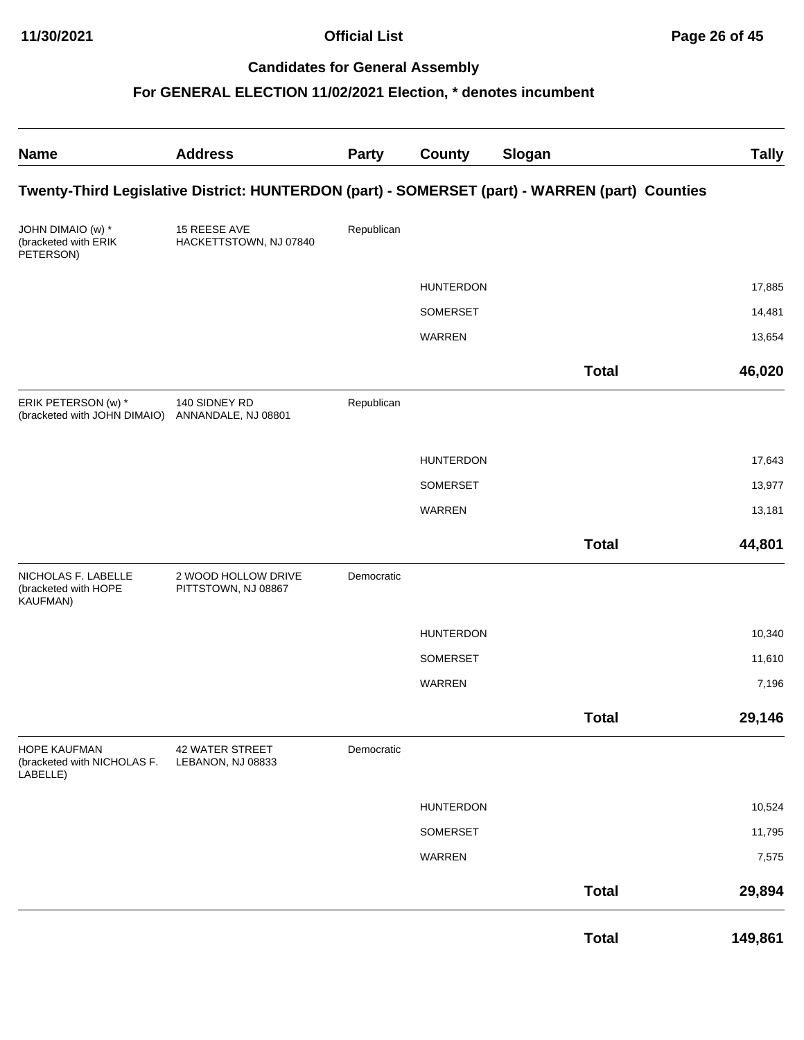## Candidates for General Assembly

### For GENERAL ELECTION 11/02/2021 Election, * denotes incumbent

| Name | Address | Party | County | Slogan | Tally |
|---|---|---|---|---|---|
| **Twenty-Third Legislative District: HUNTERDON (part) - SOMERSET (part) - WARREN (part) Counties** | | | | | |
| JOHN DIMAIO (w) * (bracketed with ERIK PETERSON) | 15 REESE AVE HACKETTSTOWN, NJ 07840 | Republican | | | |
| | | | HUNTERDON | | 17,885 |
| | | | SOMERSET | | 14,481 |
| | | | WARREN | | 13,654 |
| | | | | **Total** | **46,020** |
| ERIK PETERSON (w) * (bracketed with JOHN DIMAIO) | 140 SIDNEY RD ANNANDALE, NJ 08801 | Republican | | | |
| | | | HUNTERDON | | 17,643 |
| | | | SOMERSET | | 13,977 |
| | | | WARREN | | 13,181 |
| | | | | **Total** | **44,801** |
| NICHOLAS F. LABELLE (bracketed with HOPE KAUFMAN) | 2 WOOD HOLLOW DRIVE PITTSTOWN, NJ 08867 | Democratic | | | |
| | | | HUNTERDON | | 10,340 |
| | | | SOMERSET | | 11,610 |
| | | | WARREN | | 7,196 |
| | | | | **Total** | **29,146** |
| HOPE KAUFMAN (bracketed with NICHOLAS F. LABELLE) | 42 WATER STREET LEBANON, NJ 08833 | Democratic | | | |
| | | | HUNTERDON | | 10,524 |
| | | | SOMERSET | | 11,795 |
| | | | WARREN | | 7,575 |
| | | | | **Total** | **29,894** |
| | | | | **Total** | **149,861** |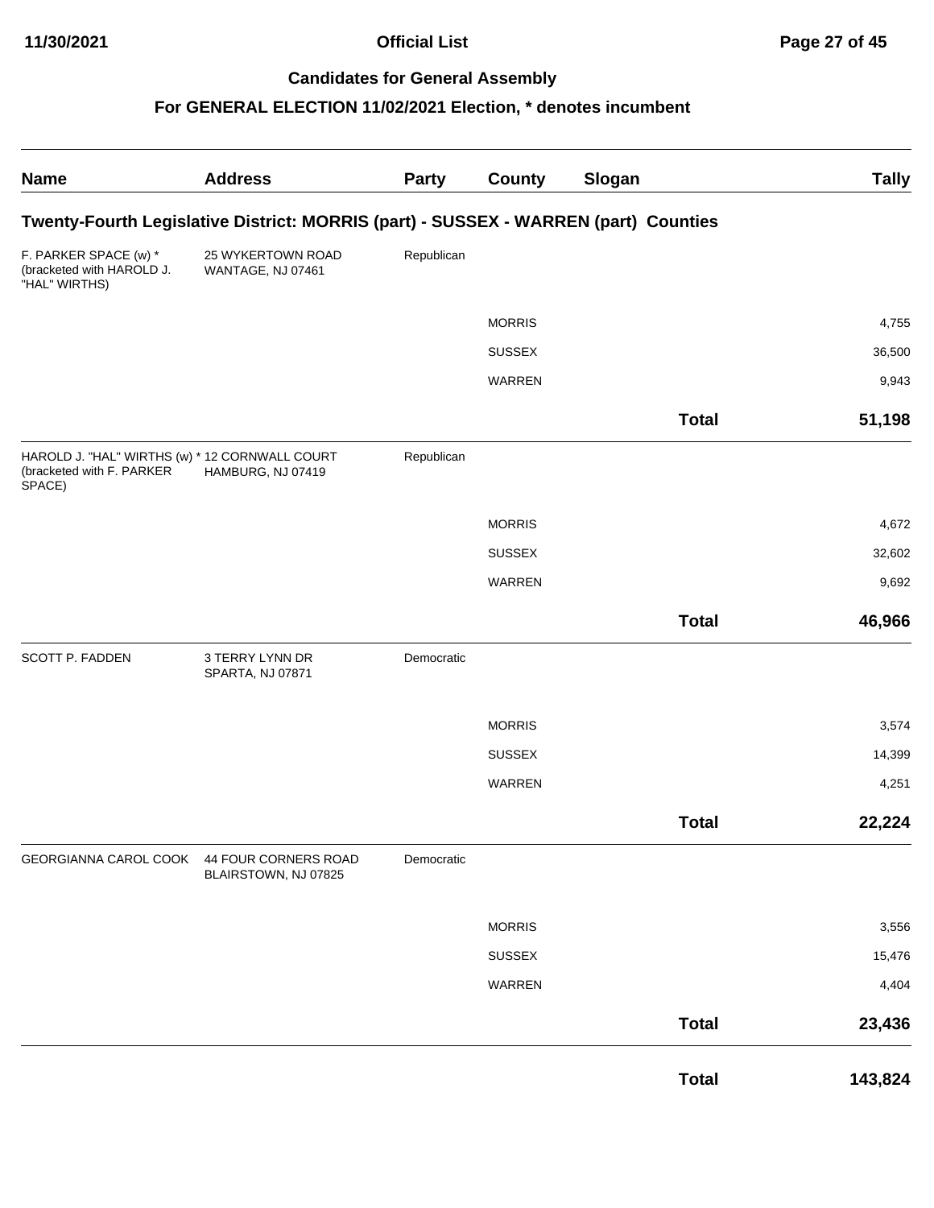# Official List

## Candidates for General Assembly

## For GENERAL ELECTION 11/02/2021 Election, * denotes incumbent

| Name | Address | Party | County | Slogan | Tally |
|---|---|---|---|---|---|
| **Twenty-Fourth Legislative District: MORRIS (part) - SUSSEX - WARREN (part) Counties** | | | | | |
| F. PARKER SPACE (w) * (bracketed with HAROLD J. "HAL" WIRTHS) | 25 WYKERTOWN ROAD WANTAGE, NJ 07461 | Republican | | | |
| | | | MORRIS | | 4,755 |
| | | | SUSSEX | | 36,500 |
| | | | WARREN | | 9,943 |
| | | | | **Total** | **51,198** |
| HAROLD J. "HAL" WIRTHS (w) * (bracketed with F. PARKER SPACE) | 12 CORNWALL COURT HAMBURG, NJ 07419 | Republican | | | |
| | | | MORRIS | | 4,672 |
| | | | SUSSEX | | 32,602 |
| | | | WARREN | | 9,692 |
| | | | | **Total** | **46,966** |
| SCOTT P. FADDEN | 3 TERRY LYNN DR SPARTA, NJ 07871 | Democratic | | | |
| | | | MORRIS | | 3,574 |
| | | | SUSSEX | | 14,399 |
| | | | WARREN | | 4,251 |
| | | | | **Total** | **22,224** |
| GEORGIANNA CAROL COOK | 44 FOUR CORNERS ROAD BLAIRSTOWN, NJ 07825 | Democratic | | | |
| | | | MORRIS | | 3,556 |
| | | | SUSSEX | | 15,476 |
| | | | WARREN | | 4,404 |
| | | | | **Total** | **23,436** |
| | | | | **Total** | **143,824** |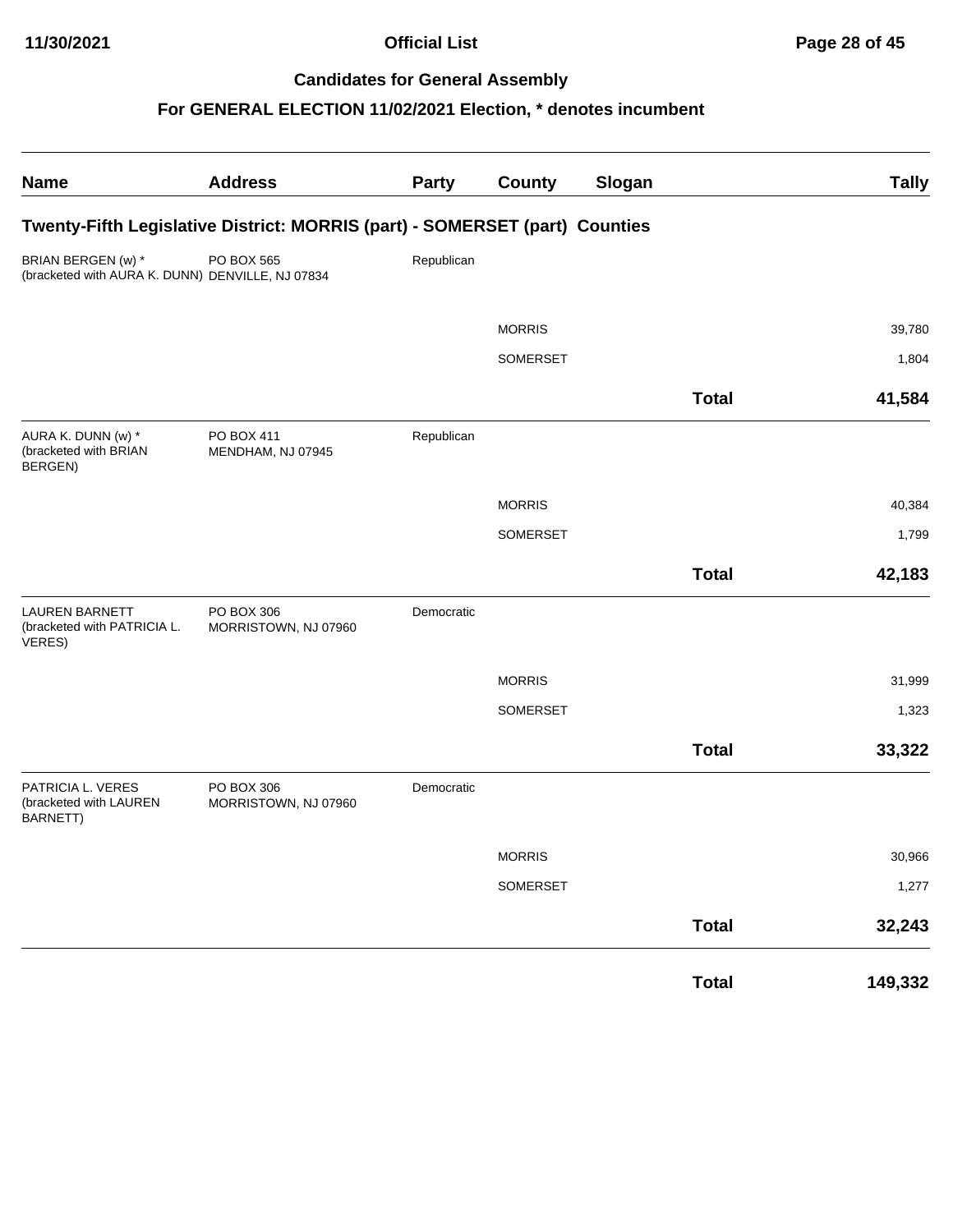## Candidates for General Assembly

### For GENERAL ELECTION 11/02/2021 Election, * denotes incumbent

| Name | Address | Party | County | Slogan | | Tally |
|---|---|---|---|---|---|---|
| **Twenty-Fifth Legislative District: MORRIS (part) - SOMERSET (part) Counties** | | | | | | |
| BRIAN BERGEN (w) * (bracketed with AURA K. DUNN) | PO BOX 565 DENVILLE, NJ 07834 | Republican | | | | |
| | | | MORRIS | | | 39,780 |
| | | | SOMERSET | | | 1,804 |
| | | | | | **Total** | **41,584** |
| AURA K. DUNN (w) * (bracketed with BRIAN BERGEN) | PO BOX 411 MENDHAM, NJ 07945 | Republican | | | | |
| | | | MORRIS | | | 40,384 |
| | | | SOMERSET | | | 1,799 |
| | | | | | **Total** | **42,183** |
| LAUREN BARNETT (bracketed with PATRICIA L. VERES) | PO BOX 306 MORRISTOWN, NJ 07960 | Democratic | | | | |
| | | | MORRIS | | | 31,999 |
| | | | SOMERSET | | | 1,323 |
| | | | | | **Total** | **33,322** |
| PATRICIA L. VERES (bracketed with LAUREN BARNETT) | PO BOX 306 MORRISTOWN, NJ 07960 | Democratic | | | | |
| | | | MORRIS | | | 30,966 |
| | | | SOMERSET | | | 1,277 |
| | | | | | **Total** | **32,243** |
| | | | | | **Total** | **149,332** |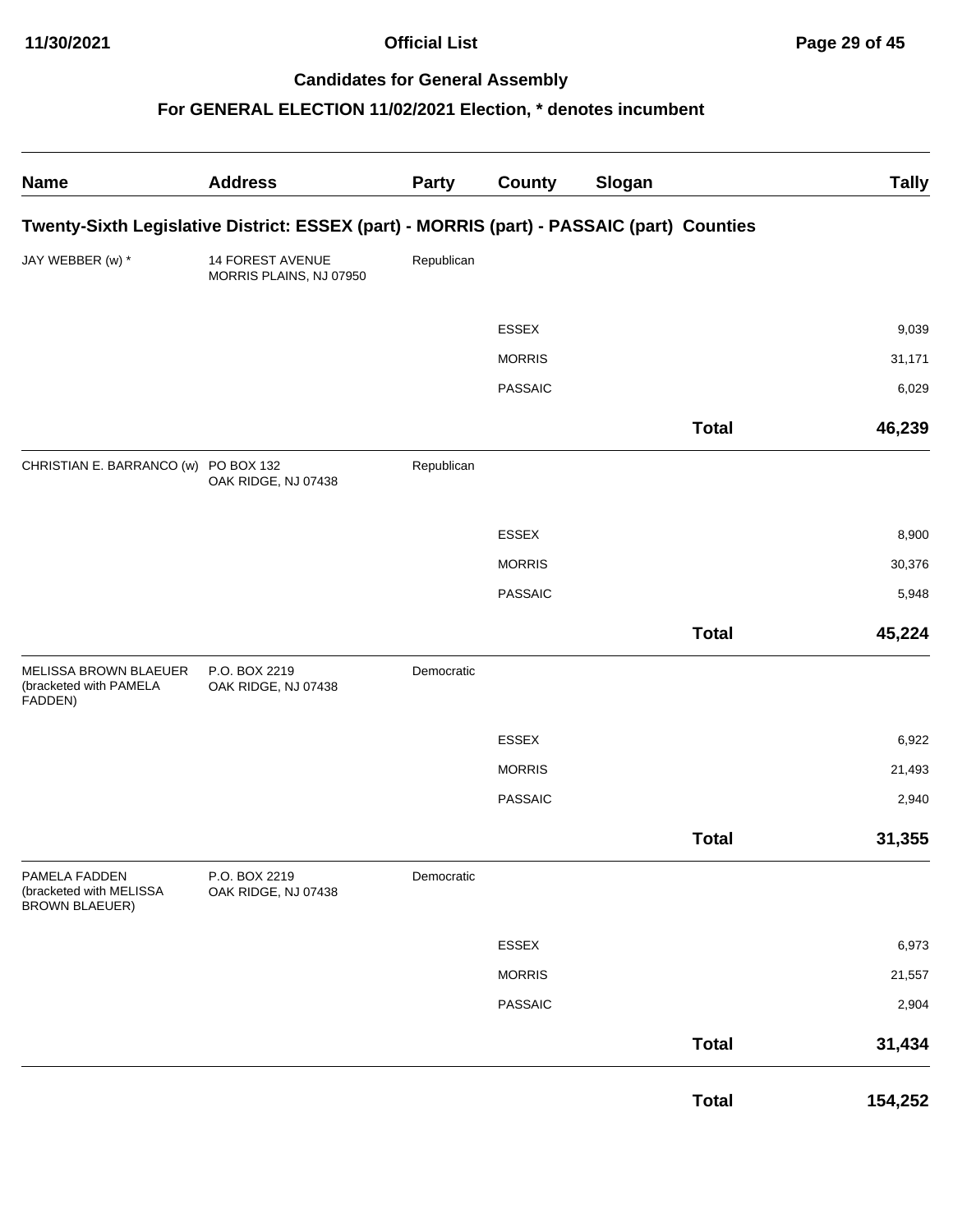## Candidates for General Assembly

### For GENERAL ELECTION 11/02/2021 Election, * denotes incumbent

| Name | Address | Party | County | Slogan | Tally |
|---|---|---|---|---|---|
| **Twenty-Sixth Legislative District: ESSEX (part) - MORRIS (part) - PASSAIC (part) Counties** | | | | | |
| JAY WEBBER (w) * | 14 FOREST AVENUE MORRIS PLAINS, NJ 07950 | Republican | | | |
| | | | ESSEX | | 9,039 |
| | | | MORRIS | | 31,171 |
| | | | PASSAIC | | 6,029 |
| | | | | **Total** | **46,239** |
| CHRISTIAN E. BARRANCO (w) | PO BOX 132 OAK RIDGE, NJ 07438 | Republican | | | |
| | | | ESSEX | | 8,900 |
| | | | MORRIS | | 30,376 |
| | | | PASSAIC | | 5,948 |
| | | | | **Total** | **45,224** |
| MELISSA BROWN BLAEUER (bracketed with PAMELA FADDEN) | P.O. BOX 2219 OAK RIDGE, NJ 07438 | Democratic | | | |
| | | | ESSEX | | 6,922 |
| | | | MORRIS | | 21,493 |
| | | | PASSAIC | | 2,940 |
| | | | | **Total** | **31,355** |
| PAMELA FADDEN (bracketed with MELISSA BROWN BLAEUER) | P.O. BOX 2219 OAK RIDGE, NJ 07438 | Democratic | | | |
| | | | ESSEX | | 6,973 |
| | | | MORRIS | | 21,557 |
| | | | PASSAIC | | 2,904 |
| | | | | **Total** | **31,434** |
| | | | | **Total** | **154,252** |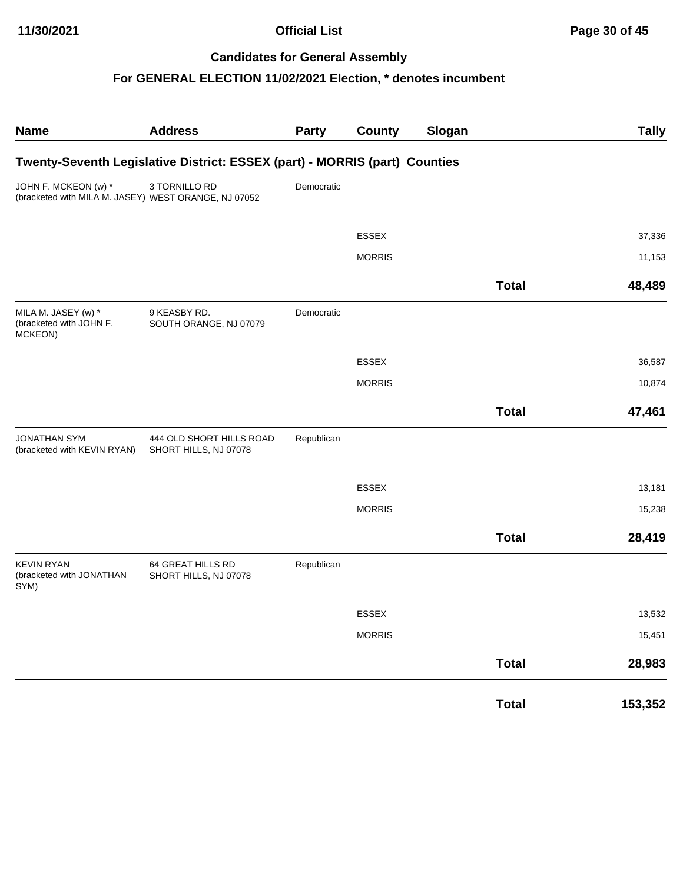## Candidates for General Assembly

### For GENERAL ELECTION 11/02/2021 Election, * denotes incumbent

| Name | Address | Party | County | Slogan | | Tally |
|---|---|---|---|---|---|---|
| **Twenty-Seventh Legislative District: ESSEX (part) - MORRIS (part) Counties** | | | | | | |
| JOHN F. MCKEON (w) * (bracketed with MILA M. JASEY) | 3 TORNILLO RD WEST ORANGE, NJ 07052 | Democratic | | | | |
| | | | ESSEX | | | 37,336 |
| | | | MORRIS | | | 11,153 |
| | | | | | **Total** | **48,489** |
| MILA M. JASEY (w) * (bracketed with JOHN F. MCKEON) | 9 KEASBY RD. SOUTH ORANGE, NJ 07079 | Democratic | | | | |
| | | | ESSEX | | | 36,587 |
| | | | MORRIS | | | 10,874 |
| | | | | | **Total** | **47,461** |
| JONATHAN SYM (bracketed with KEVIN RYAN) | 444 OLD SHORT HILLS ROAD SHORT HILLS, NJ 07078 | Republican | | | | |
| | | | ESSEX | | | 13,181 |
| | | | MORRIS | | | 15,238 |
| | | | | | **Total** | **28,419** |
| KEVIN RYAN (bracketed with JONATHAN SYM) | 64 GREAT HILLS RD SHORT HILLS, NJ 07078 | Republican | | | | |
| | | | ESSEX | | | 13,532 |
| | | | MORRIS | | | 15,451 |
| | | | | | **Total** | **28,983** |
| | | | | | **Total** | **153,352** |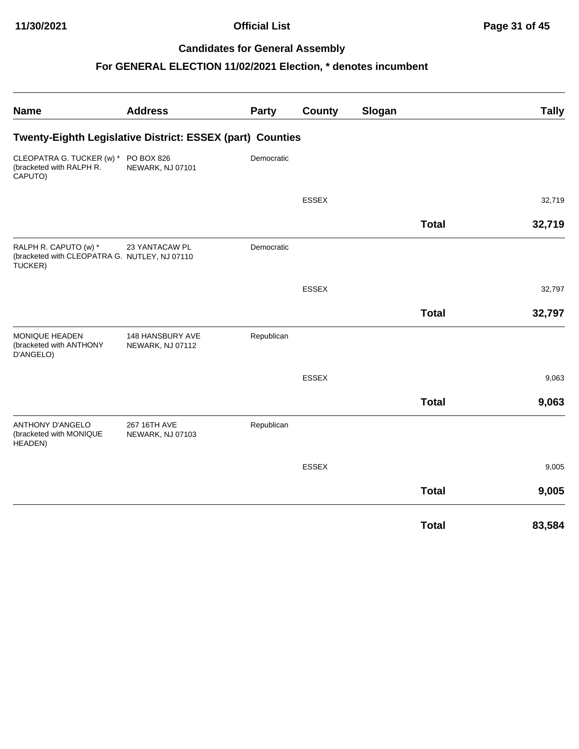## Candidates for General Assembly

### For GENERAL ELECTION 11/02/2021 Election, * denotes incumbent

| Name | Address | Party | County | Slogan | Tally |
|---|---|---|---|---|---|
| **Twenty-Eighth Legislative District: ESSEX (part) Counties** | | | | | |
| CLEOPATRA G. TUCKER (w) * (bracketed with RALPH R. CAPUTO) | PO BOX 826 NEWARK, NJ 07101 | Democratic | | | |
| | | | ESSEX | | 32,719 |
| | | | | **Total** | **32,719** |
| RALPH R. CAPUTO (w) * (bracketed with CLEOPATRA G. TUCKER) | 23 YANTACAW PL NUTLEY, NJ 07110 | Democratic | | | |
| | | | ESSEX | | 32,797 |
| | | | | **Total** | **32,797** |
| MONIQUE HEADEN (bracketed with ANTHONY D'ANGELO) | 148 HANSBURY AVE NEWARK, NJ 07112 | Republican | | | |
| | | | ESSEX | | 9,063 |
| | | | | **Total** | **9,063** |
| ANTHONY D'ANGELO (bracketed with MONIQUE HEADEN) | 267 16TH AVE NEWARK, NJ 07103 | Republican | | | |
| | | | ESSEX | | 9,005 |
| | | | | **Total** | **9,005** |
| | | | | **Total** | **83,584** |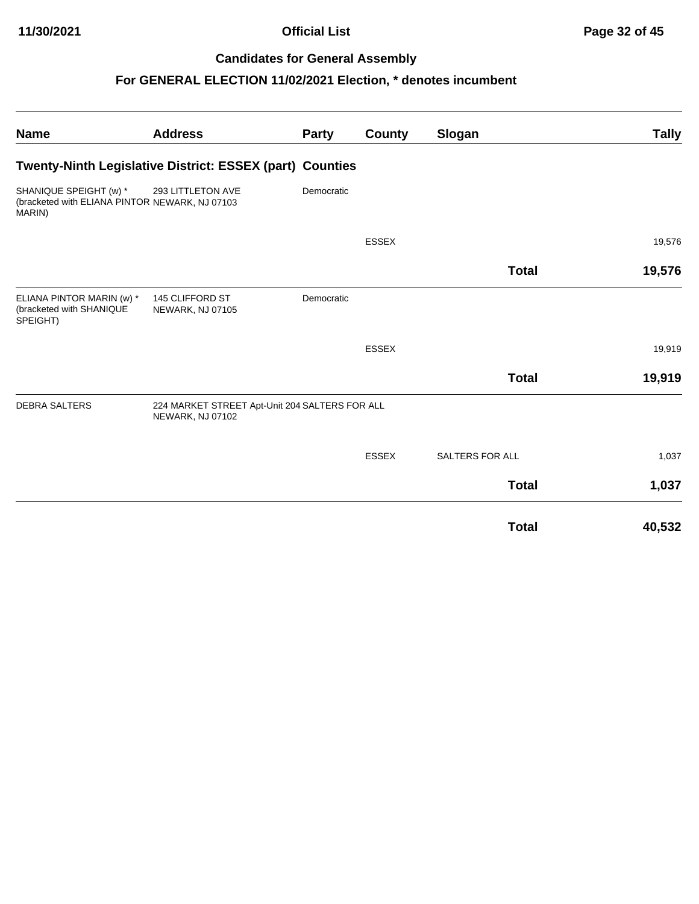## Candidates for General Assembly

## For GENERAL ELECTION 11/02/2021 Election, * denotes incumbent

| Name | Address | Party | County | Slogan | Tally |
|---|---|---|---|---|---|
| **Twenty-Ninth Legislative District: ESSEX (part) Counties** | | | | | |
| SHANIQUE SPEIGHT (w) * (bracketed with ELIANA PINTOR MARIN) | 293 LITTLETON AVE NEWARK, NJ 07103 | Democratic | | | |
| | | | ESSEX | | 19,576 |
| | | | | **Total** | **19,576** |
| ELIANA PINTOR MARIN (w) * (bracketed with SHANIQUE SPEIGHT) | 145 CLIFFORD ST NEWARK, NJ 07105 | Democratic | | | |
| | | | ESSEX | | 19,919 |
| | | | | **Total** | **19,919** |
| DEBRA SALTERS | 224 MARKET STREET Apt-Unit 204 NEWARK, NJ 07102 | SALTERS FOR ALL | | | |
| | | | ESSEX | SALTERS FOR ALL | 1,037 |
| | | | | **Total** | **1,037** |
| | | | | **Total** | **40,532** |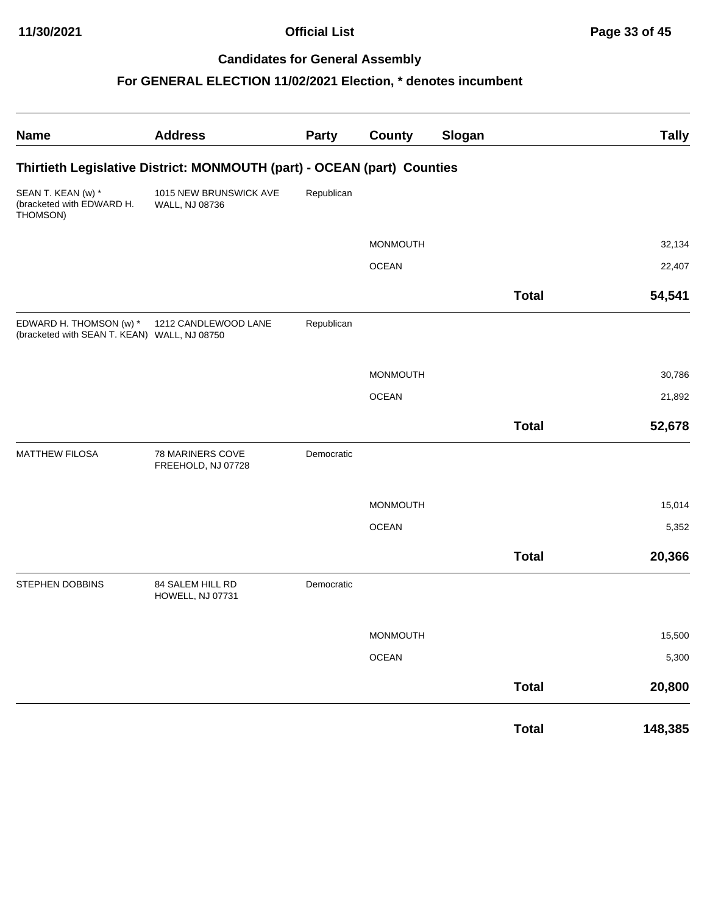# Official List

## Candidates for General Assembly

## For GENERAL ELECTION 11/02/2021 Election, * denotes incumbent

| Name | Address | Party | County | Slogan | Tally |
|---|---|---|---|---|---|
| **Thirtieth Legislative District: MONMOUTH (part) - OCEAN (part) Counties** | | | | | |
| SEAN T. KEAN (w) * (bracketed with EDWARD H. THOMSON) | 1015 NEW BRUNSWICK AVE WALL, NJ 08736 | Republican | | | |
| | | | MONMOUTH | | 32,134 |
| | | | OCEAN | | 22,407 |
| | | | | **Total** | **54,541** |
| EDWARD H. THOMSON (w) * (bracketed with SEAN T. KEAN) | 1212 CANDLEWOOD LANE WALL, NJ 08750 | Republican | | | |
| | | | MONMOUTH | | 30,786 |
| | | | OCEAN | | 21,892 |
| | | | | **Total** | **52,678** |
| MATTHEW FILOSA | 78 MARINERS COVE FREEHOLD, NJ 07728 | Democratic | | | |
| | | | MONMOUTH | | 15,014 |
| | | | OCEAN | | 5,352 |
| | | | | **Total** | **20,366** |
| STEPHEN DOBBINS | 84 SALEM HILL RD HOWELL, NJ 07731 | Democratic | | | |
| | | | MONMOUTH | | 15,500 |
| | | | OCEAN | | 5,300 |
| | | | | **Total** | **20,800** |
| | | | | **Total** | **148,385** |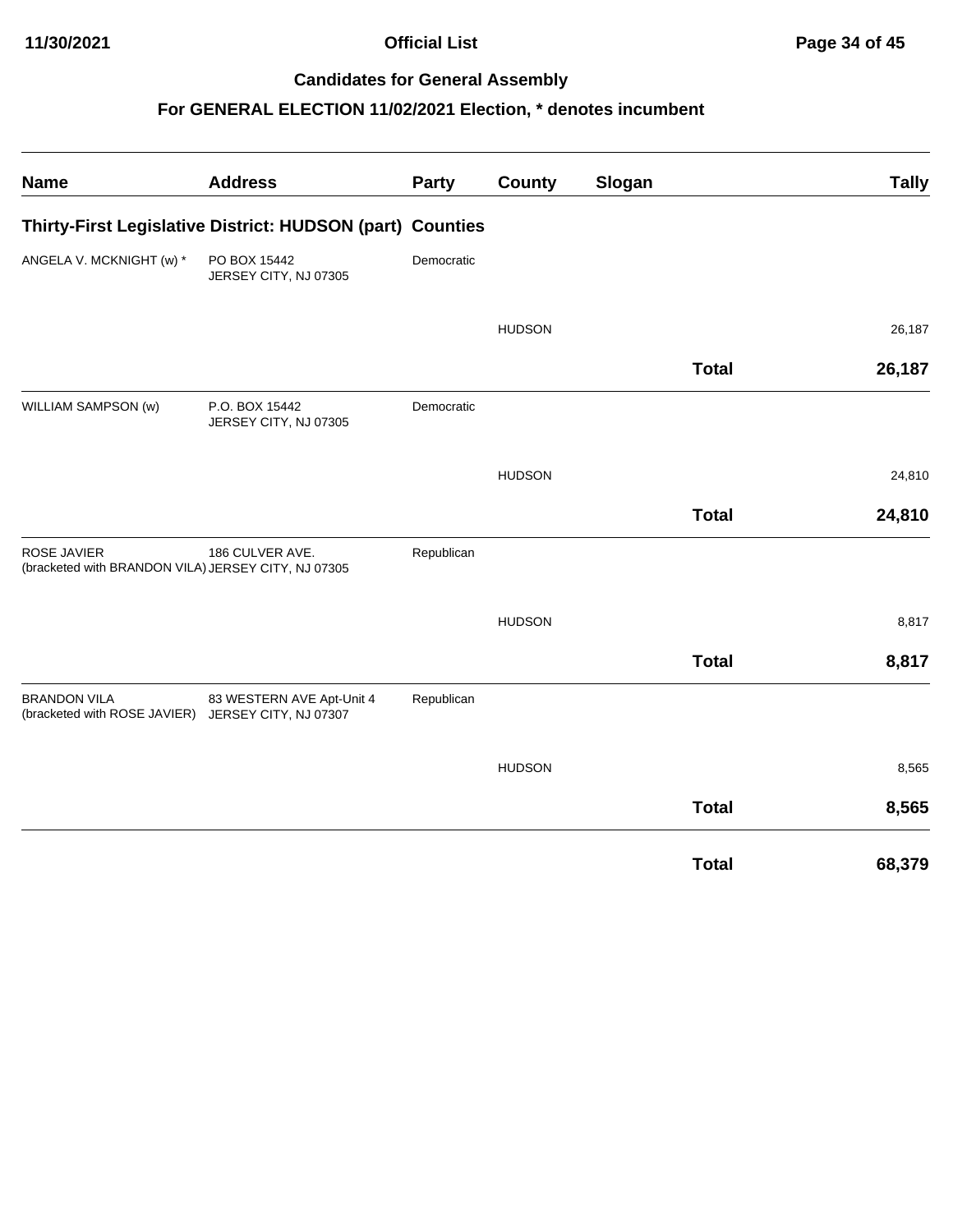## Candidates for General Assembly

## For GENERAL ELECTION 11/02/2021 Election, * denotes incumbent

| Name | Address | Party | County | Slogan | Tally |
|---|---|---|---|---|---|
| **Thirty-First Legislative District: HUDSON (part) Counties** | | | | | |
| ANGELA V. MCKNIGHT (w) * | PO BOX 15442 JERSEY CITY, NJ 07305 | Democratic | | | |
| | | | HUDSON | | 26,187 |
| | | | | **Total** | **26,187** |
| WILLIAM SAMPSON (w) | P.O. BOX 15442 JERSEY CITY, NJ 07305 | Democratic | | | |
| | | | HUDSON | | 24,810 |
| | | | | **Total** | **24,810** |
| ROSE JAVIER (bracketed with BRANDON VILA) | 186 CULVER AVE. JERSEY CITY, NJ 07305 | Republican | | | |
| | | | HUDSON | | 8,817 |
| | | | | **Total** | **8,817** |
| BRANDON VILA (bracketed with ROSE JAVIER) | 83 WESTERN AVE Apt-Unit 4 JERSEY CITY, NJ 07307 | Republican | | | |
| | | | HUDSON | | 8,565 |
| | | | | **Total** | **8,565** |
| | | | | **Total** | **68,379** |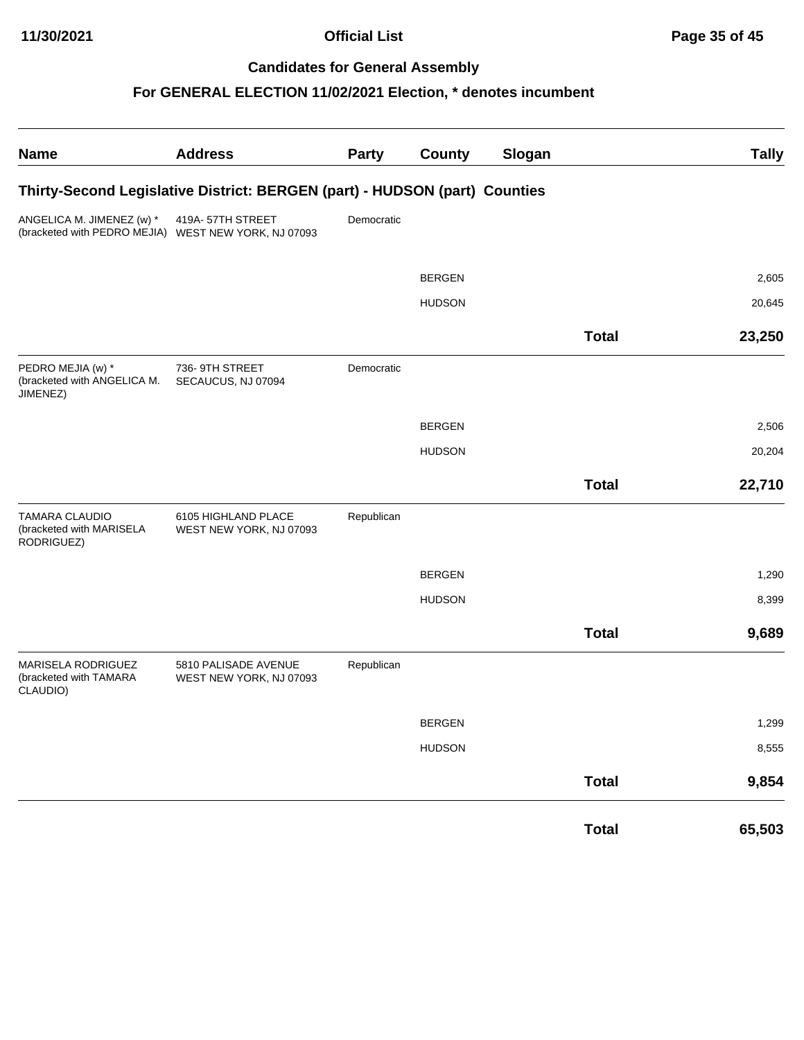## Candidates for General Assembly

### For GENERAL ELECTION 11/02/2021 Election, * denotes incumbent

| Name | Address | Party | County | Slogan | | Tally |
|---|---|---|---|---|---|---|
| **Thirty-Second Legislative District: BERGEN (part) - HUDSON (part) Counties** | | | | | | |
| ANGELICA M. JIMENEZ (w) * (bracketed with PEDRO MEJIA) | 419A- 57TH STREET WEST NEW YORK, NJ 07093 | Democratic | | | | |
| | | | BERGEN | | | 2,605 |
| | | | HUDSON | | | 20,645 |
| | | | | | **Total** | **23,250** |
| PEDRO MEJIA (w) * (bracketed with ANGELICA M. JIMENEZ) | 736- 9TH STREET SECAUCUS, NJ 07094 | Democratic | | | | |
| | | | BERGEN | | | 2,506 |
| | | | HUDSON | | | 20,204 |
| | | | | | **Total** | **22,710** |
| TAMARA CLAUDIO (bracketed with MARISELA RODRIGUEZ) | 6105 HIGHLAND PLACE WEST NEW YORK, NJ 07093 | Republican | | | | |
| | | | BERGEN | | | 1,290 |
| | | | HUDSON | | | 8,399 |
| | | | | | **Total** | **9,689** |
| MARISELA RODRIGUEZ (bracketed with TAMARA CLAUDIO) | 5810 PALISADE AVENUE WEST NEW YORK, NJ 07093 | Republican | | | | |
| | | | BERGEN | | | 1,299 |
| | | | HUDSON | | | 8,555 |
| | | | | | **Total** | **9,854** |
| | | | | | **Total** | **65,503** |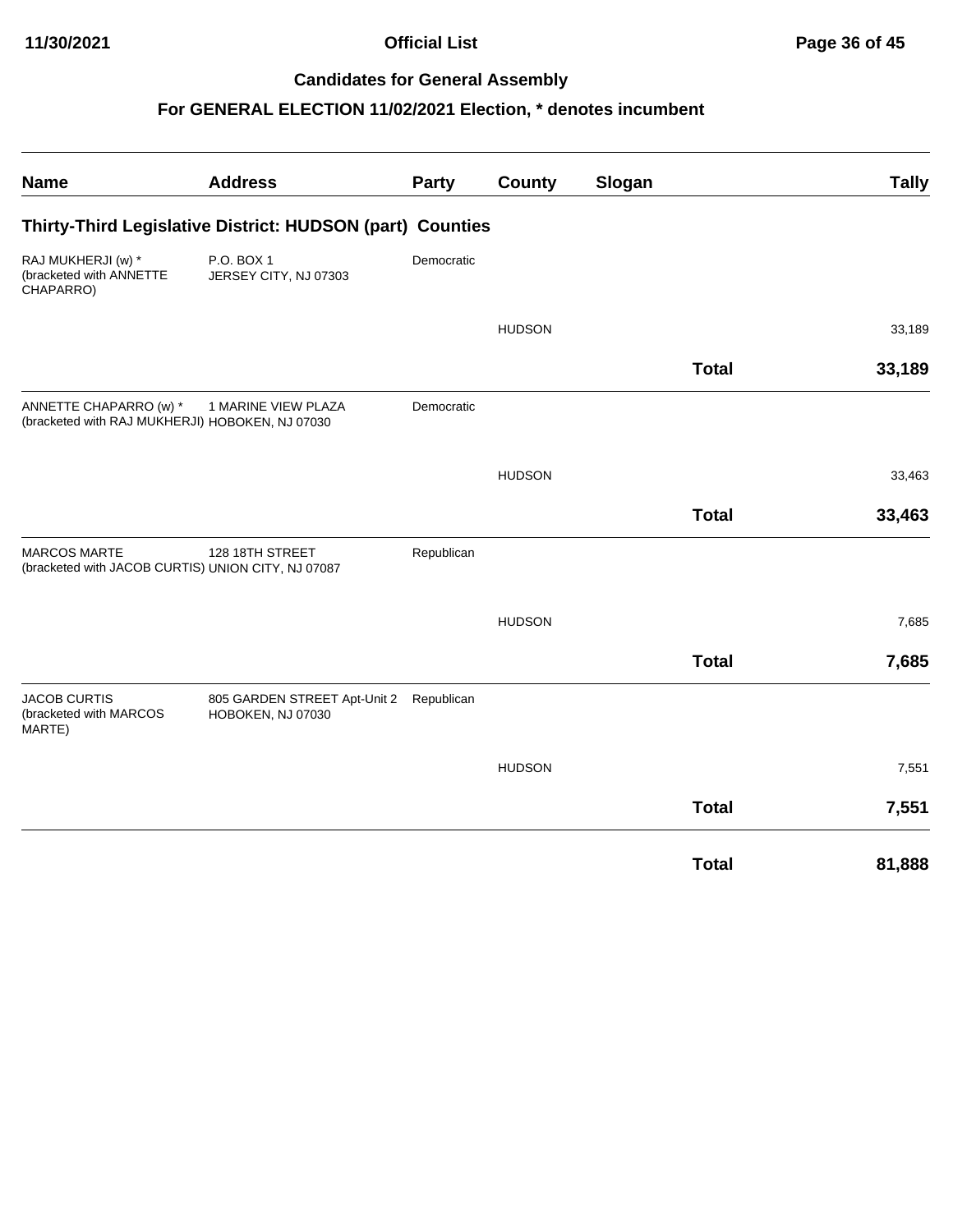## Official List

### Candidates for General Assembly

### For GENERAL ELECTION 11/02/2021 Election, * denotes incumbent

| Name | Address | Party | County | Slogan | Tally |
|---|---|---|---|---|---|
| **Thirty-Third Legislative District: HUDSON (part) Counties** | | | | | |
| RAJ MUKHERJI (w) * (bracketed with ANNETTE CHAPARRO) | P.O. BOX 1 JERSEY CITY, NJ 07303 | Democratic | | | |
| | | | HUDSON | | 33,189 |
| | | | | **Total** | **33,189** |
| ANNETTE CHAPARRO (w) * (bracketed with RAJ MUKHERJI) | 1 MARINE VIEW PLAZA HOBOKEN, NJ 07030 | Democratic | | | |
| | | | HUDSON | | 33,463 |
| | | | | **Total** | **33,463** |
| MARCOS MARTE (bracketed with JACOB CURTIS) | 128 18TH STREET UNION CITY, NJ 07087 | Republican | | | |
| | | | HUDSON | | 7,685 |
| | | | | **Total** | **7,685** |
| JACOB CURTIS (bracketed with MARCOS MARTE) | 805 GARDEN STREET Apt-Unit 2 HOBOKEN, NJ 07030 | Republican | | | |
| | | | HUDSON | | 7,551 |
| | | | | **Total** | **7,551** |
| | | | | **Total** | **81,888** |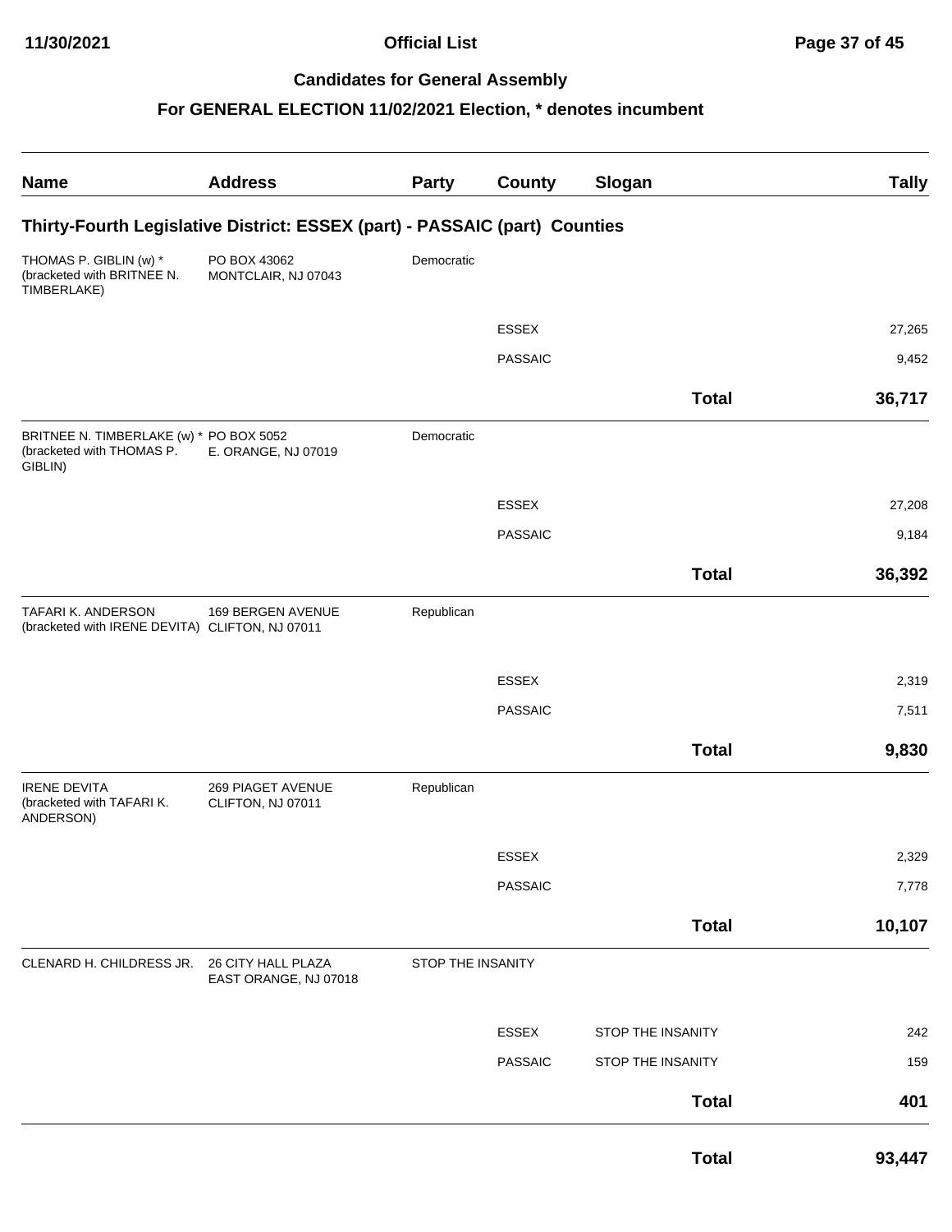## Official List

### Candidates for General Assembly

### For GENERAL ELECTION 11/02/2021 Election, * denotes incumbent

| Name | Address | Party | County | Slogan | Tally |
|---|---|---|---|---|---|
| **Thirty-Fourth Legislative District: ESSEX (part) - PASSAIC (part) Counties** | | | | | |
| THOMAS P. GIBLIN (w) * (bracketed with BRITNEE N. TIMBERLAKE) | PO BOX 43062 MONTCLAIR, NJ 07043 | Democratic | | | |
| | | | ESSEX | | 27,265 |
| | | | PASSAIC | | 9,452 |
| | | | | **Total** | **36,717** |
| BRITNEE N. TIMBERLAKE (w) * (bracketed with THOMAS P. GIBLIN) | PO BOX 5052 E. ORANGE, NJ 07019 | Democratic | | | |
| | | | ESSEX | | 27,208 |
| | | | PASSAIC | | 9,184 |
| | | | | **Total** | **36,392** |
| TAFARI K. ANDERSON (bracketed with IRENE DEVITA) | 169 BERGEN AVENUE CLIFTON, NJ 07011 | Republican | | | |
| | | | ESSEX | | 2,319 |
| | | | PASSAIC | | 7,511 |
| | | | | **Total** | **9,830** |
| IRENE DEVITA (bracketed with TAFARI K. ANDERSON) | 269 PIAGET AVENUE CLIFTON, NJ 07011 | Republican | | | |
| | | | ESSEX | | 2,329 |
| | | | PASSAIC | | 7,778 |
| | | | | **Total** | **10,107** |
| CLENARD H. CHILDRESS JR. | 26 CITY HALL PLAZA EAST ORANGE, NJ 07018 | STOP THE INSANITY | | | |
| | | | ESSEX | STOP THE INSANITY | 242 |
| | | | PASSAIC | STOP THE INSANITY | 159 |
| | | | | **Total** | **401** |
| | | | | **Total** | **93,447** |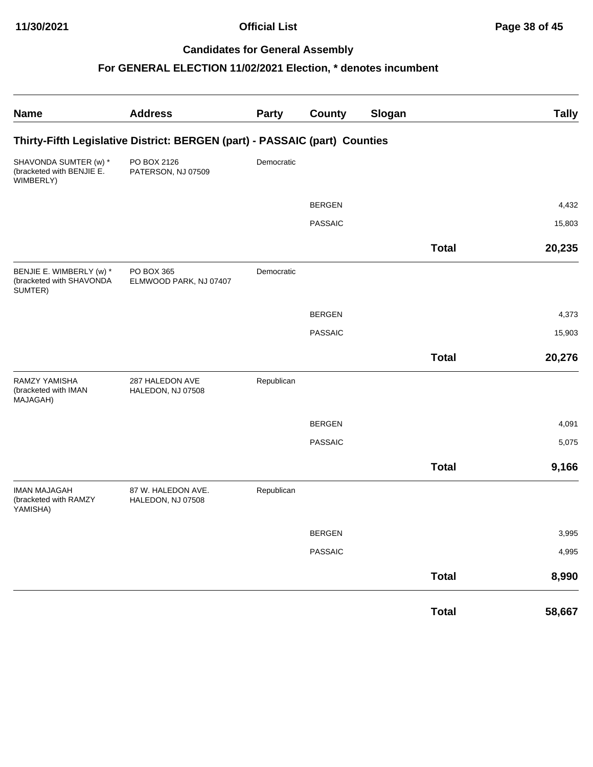## Candidates for General Assembly

### For GENERAL ELECTION 11/02/2021 Election, * denotes incumbent

| Name | Address | Party | County | Slogan | | Tally |
|---|---|---|---|---|---|---|
| **Thirty-Fifth Legislative District: BERGEN (part) - PASSAIC (part) Counties** | | | | | | |
| SHAVONDA SUMTER (w) * (bracketed with BENJIE E. WIMBERLY) | PO BOX 2126 PATERSON, NJ 07509 | Democratic | | | | |
| | | | BERGEN | | | 4,432 |
| | | | PASSAIC | | | 15,803 |
| | | | | | **Total** | **20,235** |
| BENJIE E. WIMBERLY (w) * (bracketed with SHAVONDA SUMTER) | PO BOX 365 ELMWOOD PARK, NJ 07407 | Democratic | | | | |
| | | | BERGEN | | | 4,373 |
| | | | PASSAIC | | | 15,903 |
| | | | | | **Total** | **20,276** |
| RAMZY YAMISHA (bracketed with IMAN MAJAGAH) | 287 HALEDON AVE HALEDON, NJ 07508 | Republican | | | | |
| | | | BERGEN | | | 4,091 |
| | | | PASSAIC | | | 5,075 |
| | | | | | **Total** | **9,166** |
| IMAN MAJAGAH (bracketed with RAMZY YAMISHA) | 87 W. HALEDON AVE. HALEDON, NJ 07508 | Republican | | | | |
| | | | BERGEN | | | 3,995 |
| | | | PASSAIC | | | 4,995 |
| | | | | | **Total** | **8,990** |
| | | | | | **Total** | **58,667** |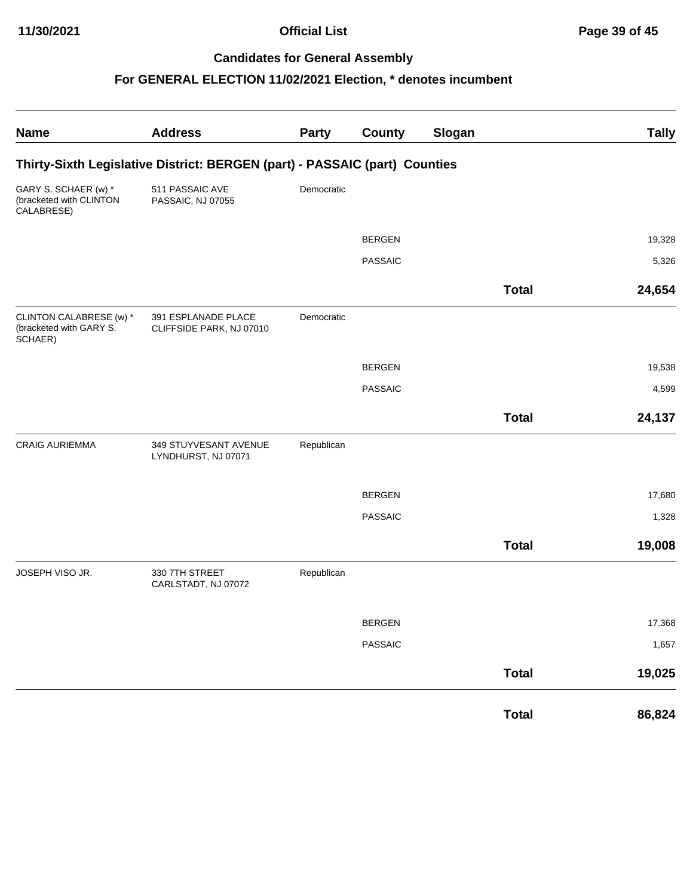**Official List**

**Candidates for General Assembly**

**For GENERAL ELECTION 11/02/2021 Election, * denotes incumbent**

| Name | Address | Party | County | Slogan | Tally |
|---|---|---|---|---|---|
| **Thirty-Sixth Legislative District: BERGEN (part) - PASSAIC (part) Counties** | | | | | |
| GARY S. SCHAER (w) * (bracketed with CLINTON CALABRESE) | 511 PASSAIC AVE PASSAIC, NJ 07055 | Democratic | | | |
| | | | BERGEN | | 19,328 |
| | | | PASSAIC | | 5,326 |
| | | | | **Total** | **24,654** |
| CLINTON CALABRESE (w) * (bracketed with GARY S. SCHAER) | 391 ESPLANADE PLACE CLIFFSIDE PARK, NJ 07010 | Democratic | | | |
| | | | BERGEN | | 19,538 |
| | | | PASSAIC | | 4,599 |
| | | | | **Total** | **24,137** |
| CRAIG AURIEMMA | 349 STUYVESANT AVENUE LYNDHURST, NJ 07071 | Republican | | | |
| | | | BERGEN | | 17,680 |
| | | | PASSAIC | | 1,328 |
| | | | | **Total** | **19,008** |
| JOSEPH VISO JR. | 330 7TH STREET CARLSTADT, NJ 07072 | Republican | | | |
| | | | BERGEN | | 17,368 |
| | | | PASSAIC | | 1,657 |
| | | | | **Total** | **19,025** |
| | | | | **Total** | **86,824** |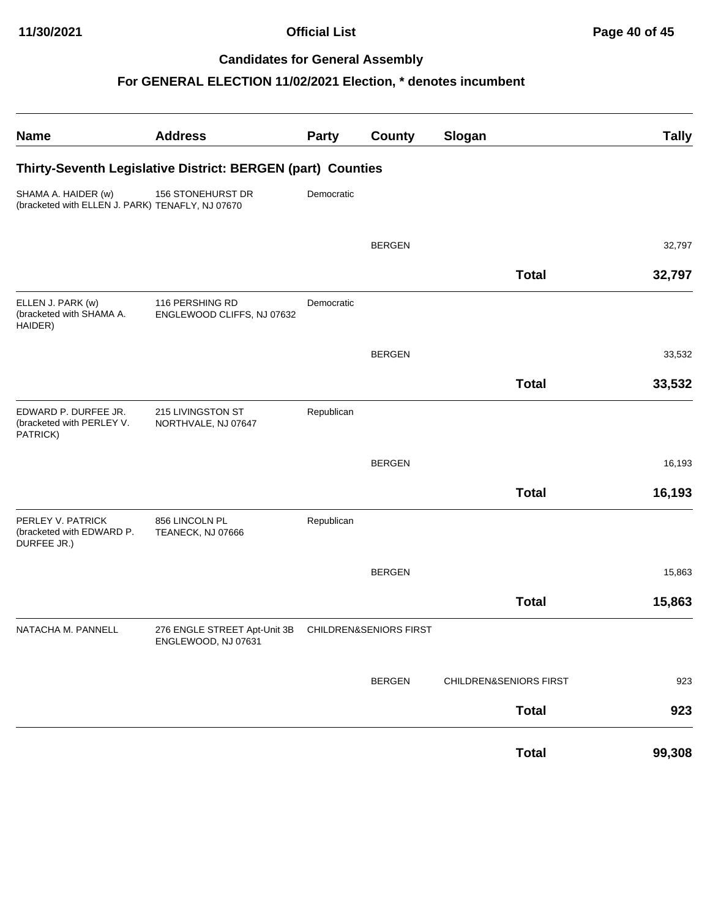# Official List

## Candidates for General Assembly

### For GENERAL ELECTION 11/02/2021 Election, * denotes incumbent

| Name | Address | Party | County | Slogan | Tally |
|---|---|---|---|---|---|
| **Thirty-Seventh Legislative District: BERGEN (part) Counties** | | | | | |
| SHAMA A. HAIDER (w) (bracketed with ELLEN J. PARK) | 156 STONEHURST DR TENAFLY, NJ 07670 | Democratic | | | |
| | | | BERGEN | | 32,797 |
| | | | | **Total** | **32,797** |
| ELLEN J. PARK (w) (bracketed with SHAMA A. HAIDER) | 116 PERSHING RD ENGLEWOOD CLIFFS, NJ 07632 | Democratic | | | |
| | | | BERGEN | | 33,532 |
| | | | | **Total** | **33,532** |
| EDWARD P. DURFEE JR. (bracketed with PERLEY V. PATRICK) | 215 LIVINGSTON ST NORTHVALE, NJ 07647 | Republican | | | |
| | | | BERGEN | | 16,193 |
| | | | | **Total** | **16,193** |
| PERLEY V. PATRICK (bracketed with EDWARD P. DURFEE JR.) | 856 LINCOLN PL TEANECK, NJ 07666 | Republican | | | |
| | | | BERGEN | | 15,863 |
| | | | | **Total** | **15,863** |
| NATACHA M. PANNELL | 276 ENGLE STREET Apt-Unit 3B ENGLEWOOD, NJ 07631 | CHILDREN&SENIORS FIRST | | | |
| | | | BERGEN | CHILDREN&SENIORS FIRST | 923 |
| | | | | **Total** | **923** |
| | | | | **Total** | **99,308** |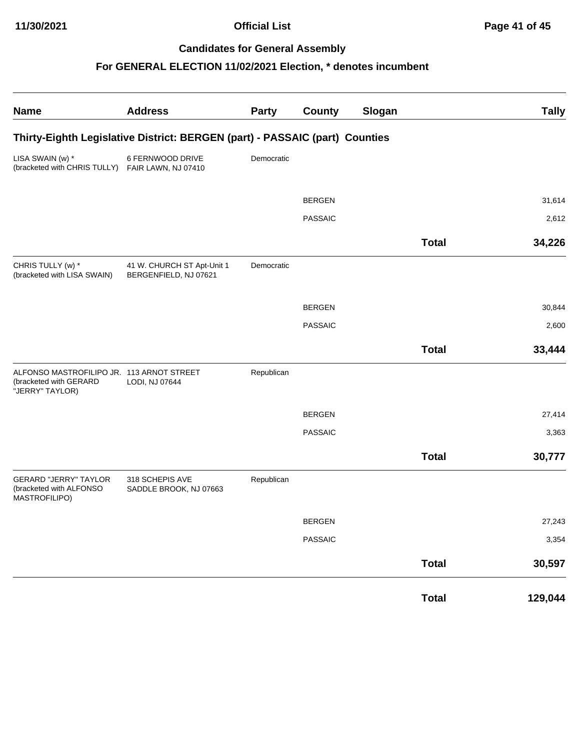## Candidates for General Assembly

### For GENERAL ELECTION 11/02/2021 Election, * denotes incumbent

| Name | Address | Party | County | Slogan | Tally |
|---|---|---|---|---|---|
| **Thirty-Eighth Legislative District: BERGEN (part) - PASSAIC (part) Counties** | | | | | |
| LISA SWAIN (w) * (bracketed with CHRIS TULLY) | 6 FERNWOOD DRIVE FAIR LAWN, NJ 07410 | Democratic | | | |
| | | | BERGEN | | 31,614 |
| | | | PASSAIC | | 2,612 |
| | | | | **Total** | **34,226** |
| CHRIS TULLY (w) * (bracketed with LISA SWAIN) | 41 W. CHURCH ST Apt-Unit 1 BERGENFIELD, NJ 07621 | Democratic | | | |
| | | | BERGEN | | 30,844 |
| | | | PASSAIC | | 2,600 |
| | | | | **Total** | **33,444** |
| ALFONSO MASTROFILIPO JR. (bracketed with GERARD "JERRY" TAYLOR) | 113 ARNOT STREET LODI, NJ 07644 | Republican | | | |
| | | | BERGEN | | 27,414 |
| | | | PASSAIC | | 3,363 |
| | | | | **Total** | **30,777** |
| GERARD "JERRY" TAYLOR (bracketed with ALFONSO MASTROFILIPO) | 318 SCHEPIS AVE SADDLE BROOK, NJ 07663 | Republican | | | |
| | | | BERGEN | | 27,243 |
| | | | PASSAIC | | 3,354 |
| | | | | **Total** | **30,597** |
| | | | | **Total** | **129,044** |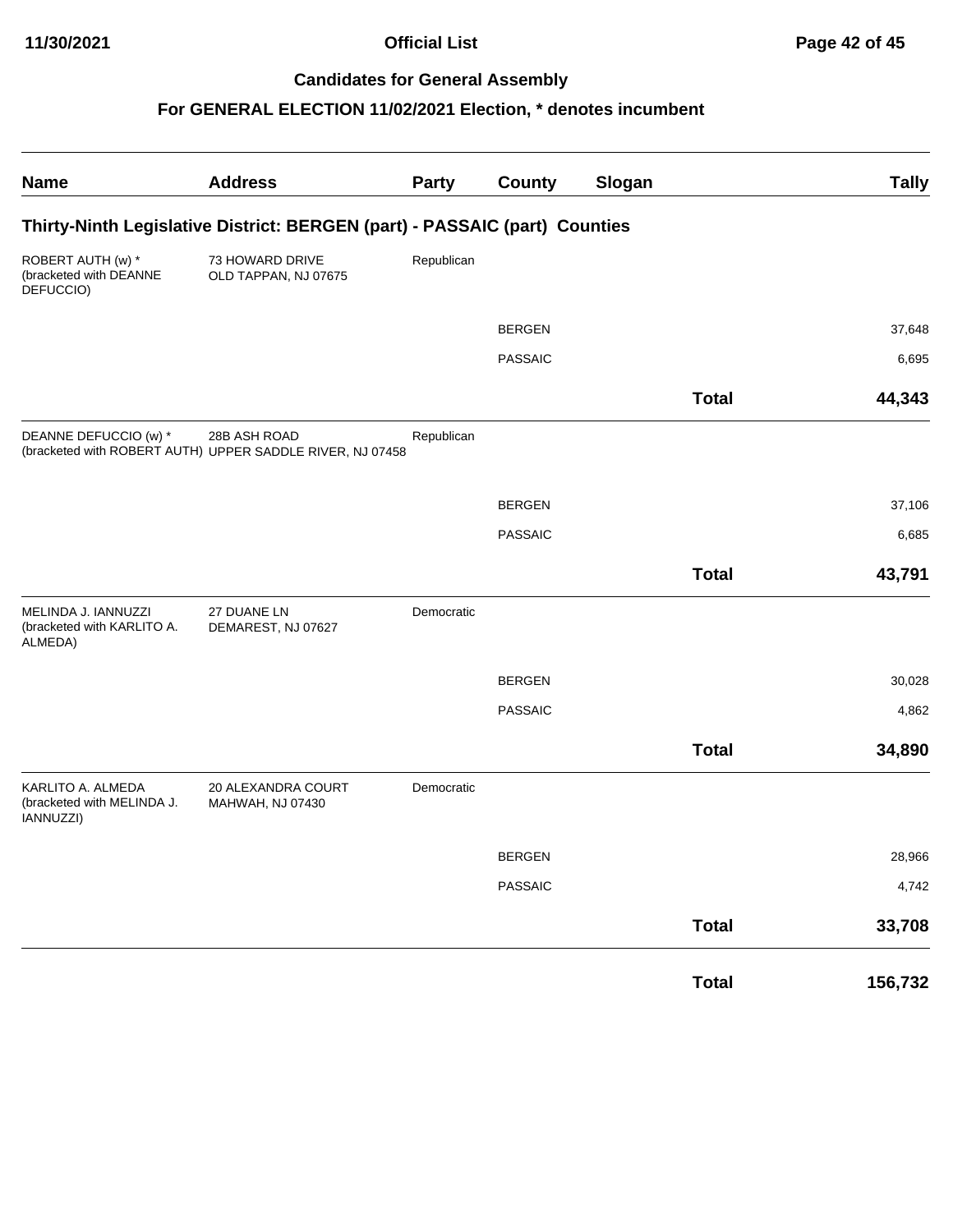## Candidates for General Assembly

### For GENERAL ELECTION 11/02/2021 Election, * denotes incumbent

| Name | Address | Party | County | Slogan | Tally |
|---|---|---|---|---|---|
| **Thirty-Ninth Legislative District: BERGEN (part) - PASSAIC (part) Counties** | | | | | |
| ROBERT AUTH (w) * (bracketed with DEANNE DEFUCCIO) | 73 HOWARD DRIVE OLD TAPPAN, NJ 07675 | Republican | | | |
| | | | BERGEN | | 37,648 |
| | | | PASSAIC | | 6,695 |
| | | | | **Total** | **44,343** |
| DEANNE DEFUCCIO (w) * (bracketed with ROBERT AUTH) | 28B ASH ROAD UPPER SADDLE RIVER, NJ 07458 | Republican | | | |
| | | | BERGEN | | 37,106 |
| | | | PASSAIC | | 6,685 |
| | | | | **Total** | **43,791** |
| MELINDA J. IANNUZZI (bracketed with KARLITO A. ALMEDA) | 27 DUANE LN DEMAREST, NJ 07627 | Democratic | | | |
| | | | BERGEN | | 30,028 |
| | | | PASSAIC | | 4,862 |
| | | | | **Total** | **34,890** |
| KARLITO A. ALMEDA (bracketed with MELINDA J. IANNUZZI) | 20 ALEXANDRA COURT MAHWAH, NJ 07430 | Democratic | | | |
| | | | BERGEN | | 28,966 |
| | | | PASSAIC | | 4,742 |
| | | | | **Total** | **33,708** |
| | | | | **Total** | **156,732** |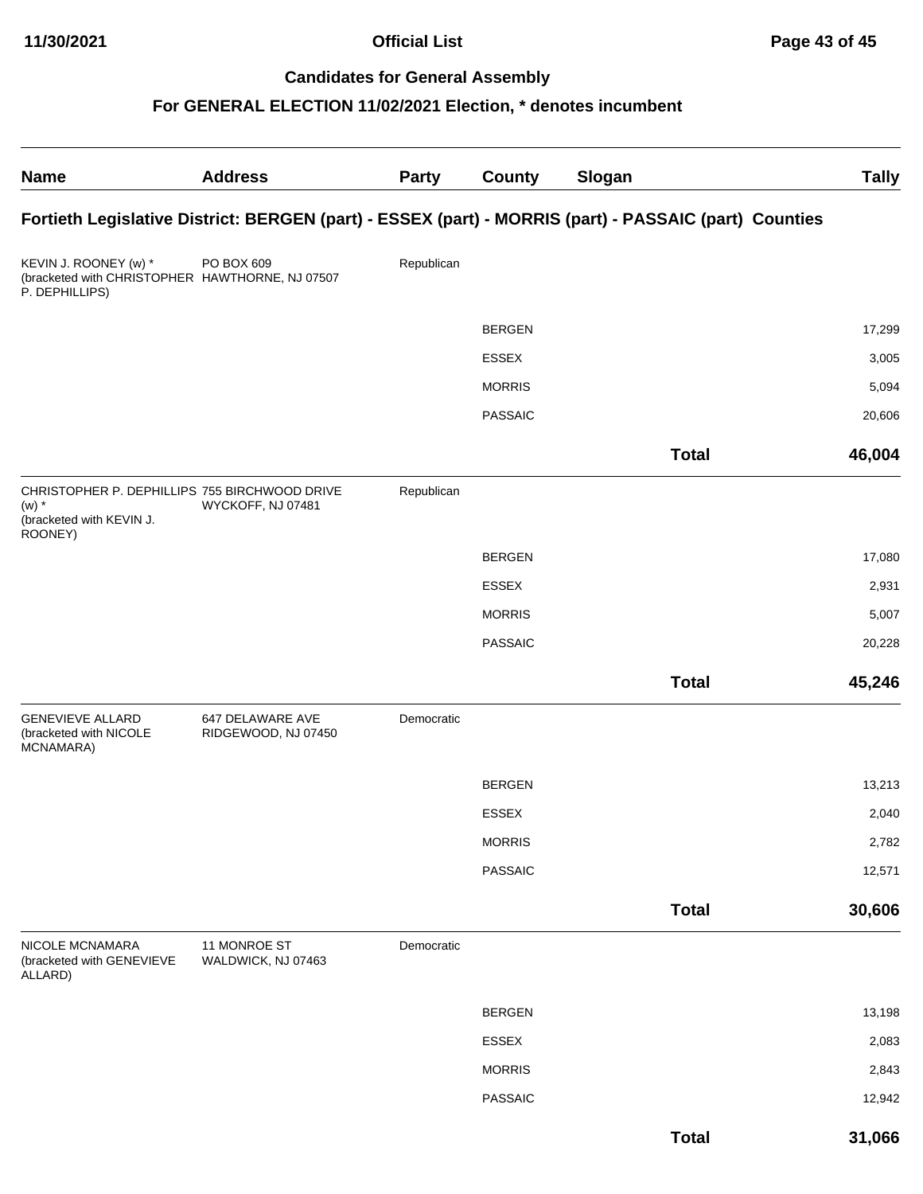## Candidates for General Assembly

### For GENERAL ELECTION 11/02/2021 Election, * denotes incumbent

| Name | Address | Party | County | Slogan | Tally |
|---|---|---|---|---|---|
| **Fortieth Legislative District: BERGEN (part) - ESSEX (part) - MORRIS (part) - PASSAIC (part) Counties** | | | | | |
| KEVIN J. ROONEY (w) * (bracketed with CHRISTOPHER P. DEPHILLIPS) | PO BOX 609 HAWTHORNE, NJ 07507 | Republican | | | |
| | | | BERGEN | | 17,299 |
| | | | ESSEX | | 3,005 |
| | | | MORRIS | | 5,094 |
| | | | PASSAIC | | 20,606 |
| | | | | **Total** | **46,004** |
| CHRISTOPHER P. DEPHILLIPS (w) * (bracketed with KEVIN J. ROONEY) | 755 BIRCHWOOD DRIVE WYCKOFF, NJ 07481 | Republican | | | |
| | | | BERGEN | | 17,080 |
| | | | ESSEX | | 2,931 |
| | | | MORRIS | | 5,007 |
| | | | PASSAIC | | 20,228 |
| | | | | **Total** | **45,246** |
| GENEVIEVE ALLARD (bracketed with NICOLE MCNAMARA) | 647 DELAWARE AVE RIDGEWOOD, NJ 07450 | Democratic | | | |
| | | | BERGEN | | 13,213 |
| | | | ESSEX | | 2,040 |
| | | | MORRIS | | 2,782 |
| | | | PASSAIC | | 12,571 |
| | | | | **Total** | **30,606** |
| NICOLE MCNAMARA (bracketed with GENEVIEVE ALLARD) | 11 MONROE ST WALDWICK, NJ 07463 | Democratic | | | |
| | | | BERGEN | | 13,198 |
| | | | ESSEX | | 2,083 |
| | | | MORRIS | | 2,843 |
| | | | PASSAIC | | 12,942 |
| | | | | **Total** | **31,066** |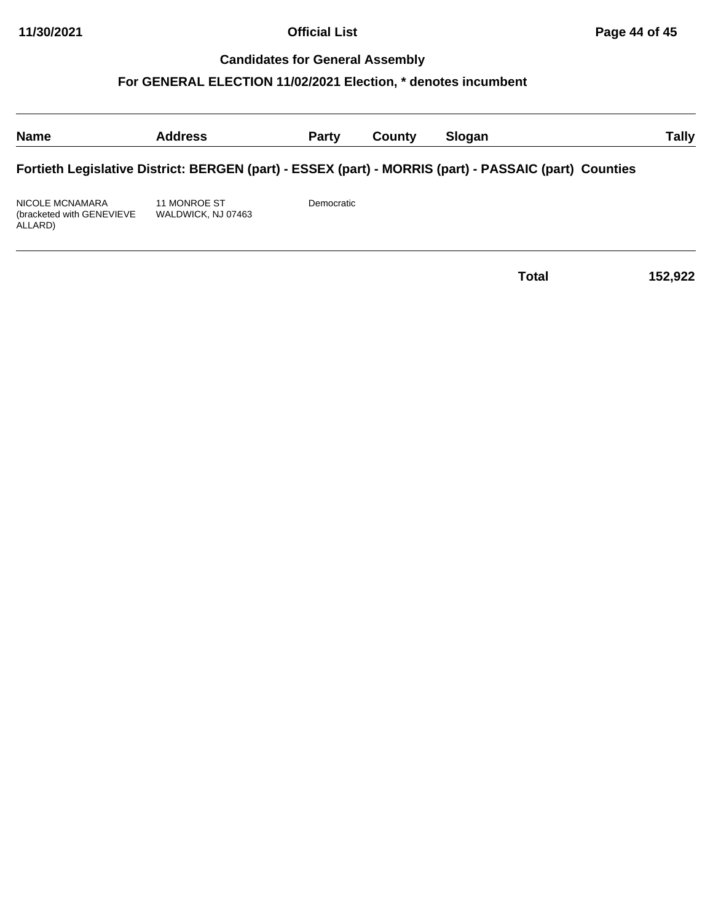## Candidates for General Assembly

### For GENERAL ELECTION 11/02/2021 Election, * denotes incumbent

| Name | Address | Party | County | Slogan | Tally |
|---|---|---|---|---|---|
| **Fortieth Legislative District: BERGEN (part) - ESSEX (part) - MORRIS (part) - PASSAIC (part) Counties** | | | | | |
| NICOLE MCNAMARA (bracketed with GENEVIEVE ALLARD) | 11 MONROE ST WALDWICK, NJ 07463 | Democratic | | | |
| | | | | **Total** | **152,922** |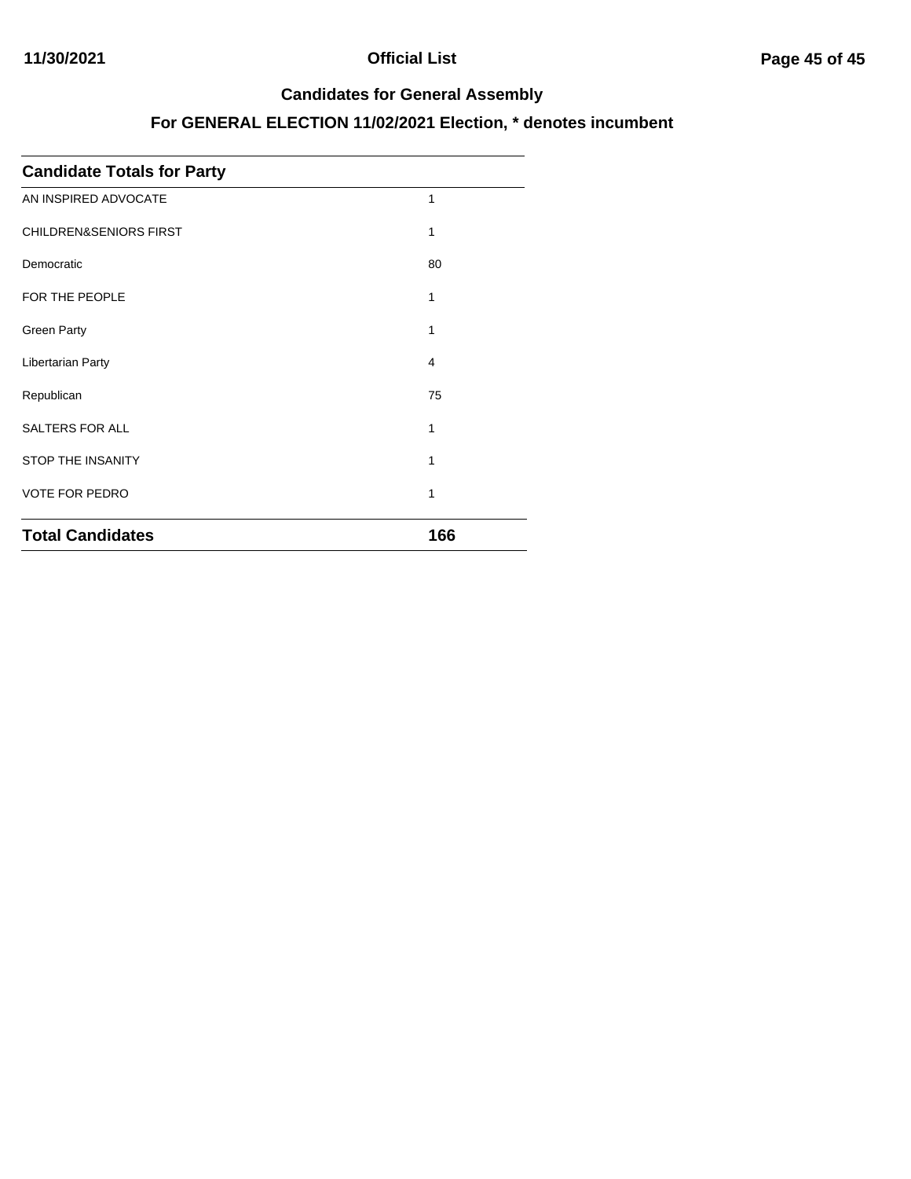## Candidates for General Assembly

### For GENERAL ELECTION 11/02/2021 Election, * denotes incumbent

| Candidate Totals for Party | |
|---|---|
| AN INSPIRED ADVOCATE | 1 |
| CHILDREN&SENIORS FIRST | 1 |
| Democratic | 80 |
| FOR THE PEOPLE | 1 |
| Green Party | 1 |
| Libertarian Party | 4 |
| Republican | 75 |
| SALTERS FOR ALL | 1 |
| STOP THE INSANITY | 1 |
| VOTE FOR PEDRO | 1 |
| **Total Candidates** | **166** |